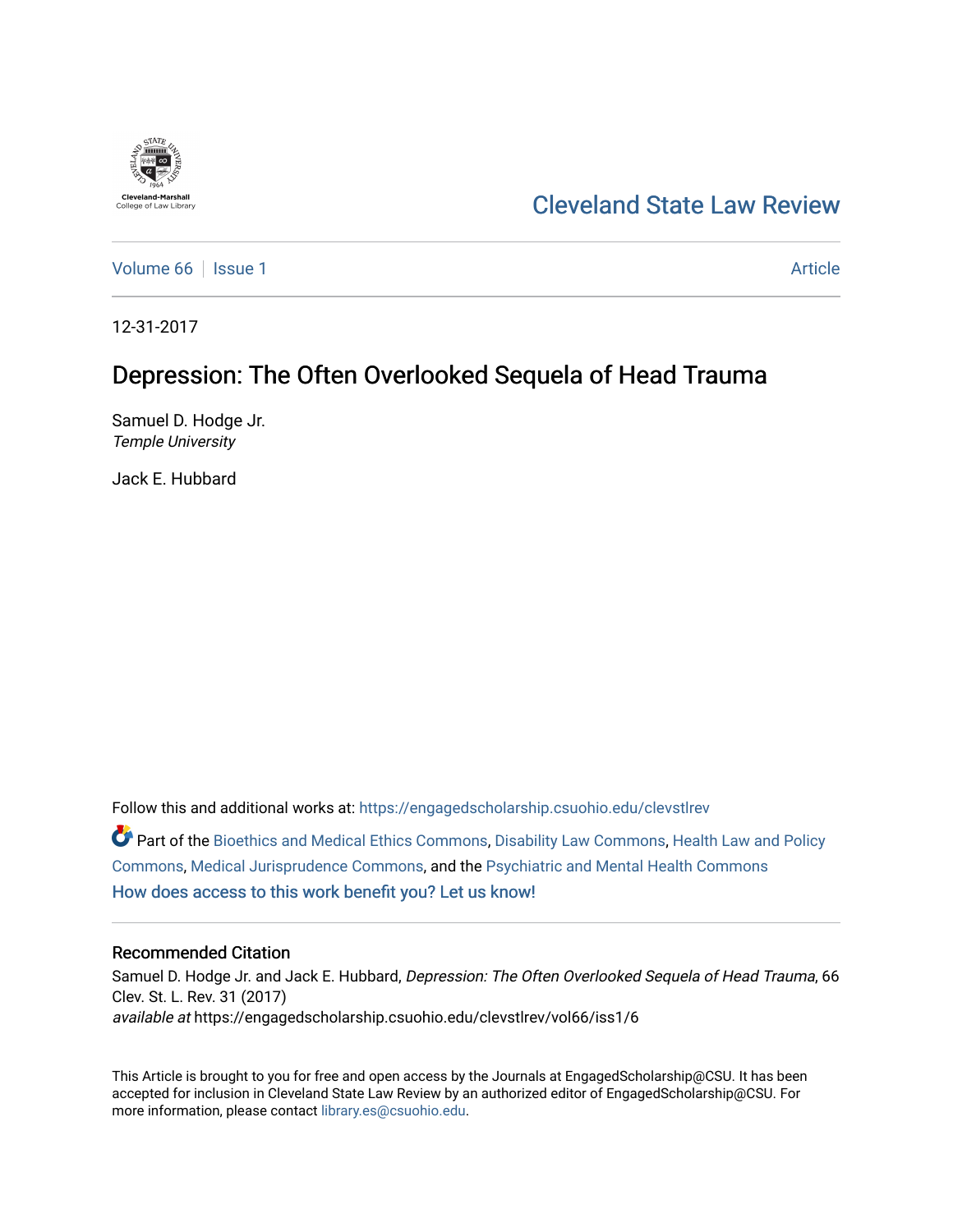Cleveland-Marshall
College of Law Library

[Cleveland State Law Review](https://engagedscholarship.csuohio.edu/clevstlrev)

Volume 66 | Issue 1 — Article

12-31-2017

# Depression: The Often Overlooked Sequela of Head Trauma

Samuel D. Hodge Jr.
*Temple University*

Jack E. Hubbard

Follow this and additional works at: https://engagedscholarship.csuohio.edu/clevstlrev

Part of the Bioethics and Medical Ethics Commons, Disability Law Commons, Health Law and Policy Commons, Medical Jurisprudence Commons, and the Psychiatric and Mental Health Commons

How does access to this work benefit you? Let us know!

## Recommended Citation

Samuel D. Hodge Jr. and Jack E. Hubbard, *Depression: The Often Overlooked Sequela of Head Trauma*, 66 Clev. St. L. Rev. 31 (2017)
*available at* https://engagedscholarship.csuohio.edu/clevstlrev/vol66/iss1/6

This Article is brought to you for free and open access by the Journals at EngagedScholarship@CSU. It has been accepted for inclusion in Cleveland State Law Review by an authorized editor of EngagedScholarship@CSU. For more information, please contact library.es@csuohio.edu.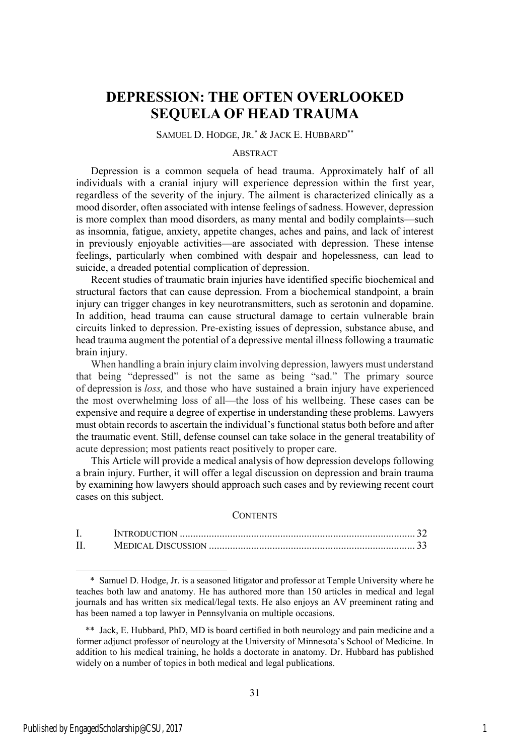# DEPRESSION: THE OFTEN OVERLOOKED SEQUELA OF HEAD TRAUMA

SAMUEL D. HODGE, JR.[*] & JACK E. HUBBARD[**]

ABSTRACT

Depression is a common sequela of head trauma. Approximately half of all individuals with a cranial injury will experience depression within the first year, regardless of the severity of the injury. The ailment is characterized clinically as a mood disorder, often associated with intense feelings of sadness. However, depression is more complex than mood disorders, as many mental and bodily complaints—such as insomnia, fatigue, anxiety, appetite changes, aches and pains, and lack of interest in previously enjoyable activities—are associated with depression. These intense feelings, particularly when combined with despair and hopelessness, can lead to suicide, a dreaded potential complication of depression.

Recent studies of traumatic brain injuries have identified specific biochemical and structural factors that can cause depression. From a biochemical standpoint, a brain injury can trigger changes in key neurotransmitters, such as serotonin and dopamine. In addition, head trauma can cause structural damage to certain vulnerable brain circuits linked to depression. Pre-existing issues of depression, substance abuse, and head trauma augment the potential of a depressive mental illness following a traumatic brain injury.

When handling a brain injury claim involving depression, lawyers must understand that being "depressed" is not the same as being "sad." The primary source of depression is *loss,* and those who have sustained a brain injury have experienced the most overwhelming loss of all—the loss of his wellbeing. These cases can be expensive and require a degree of expertise in understanding these problems. Lawyers must obtain records to ascertain the individual's functional status both before and after the traumatic event. Still, defense counsel can take solace in the general treatability of acute depression; most patients react positively to proper care.

This Article will provide a medical analysis of how depression develops following a brain injury. Further, it will offer a legal discussion on depression and brain trauma by examining how lawyers should approach such cases and by reviewing recent court cases on this subject.

CONTENTS

| | | |
|---|---|---|
| I. | INTRODUCTION | 32 |
| II. | MEDICAL DISCUSSION | 33 |

---

\* Samuel D. Hodge, Jr. is a seasoned litigator and professor at Temple University where he teaches both law and anatomy. He has authored more than 150 articles in medical and legal journals and has written six medical/legal texts. He also enjoys an AV preeminent rating and has been named a top lawyer in Pennsylvania on multiple occasions.

\*\* Jack, E. Hubbard, PhD, MD is board certified in both neurology and pain medicine and a former adjunct professor of neurology at the University of Minnesota's School of Medicine. In addition to his medical training, he holds a doctorate in anatomy. Dr. Hubbard has published widely on a number of topics in both medical and legal publications.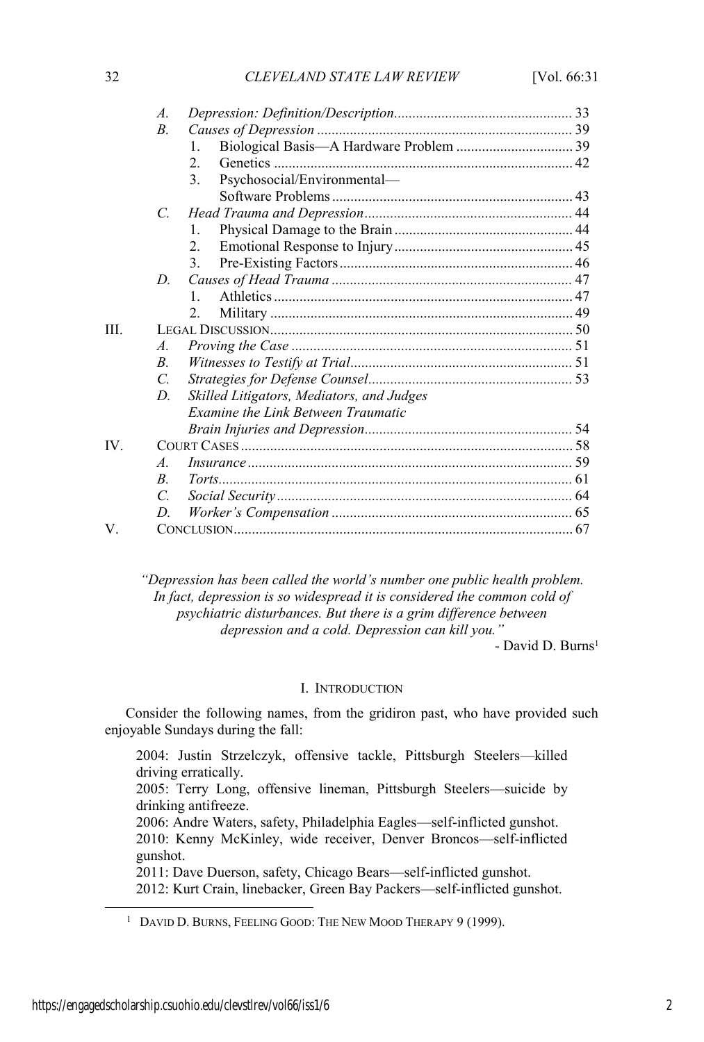- A. *Depression: Definition/Description* ........ 33
- B. *Causes of Depression* ........ 39
  1. Biological Basis—A Hardware Problem ........ 39
  2. Genetics ........ 42
  3. Psychosocial/Environmental—Software Problems ........ 43
- C. *Head Trauma and Depression* ........ 44
  1. Physical Damage to the Brain ........ 44
  2. Emotional Response to Injury ........ 45
  3. Pre-Existing Factors ........ 46
- D. *Causes of Head Trauma* ........ 47
  1. Athletics ........ 47
  2. Military ........ 49

III. LEGAL DISCUSSION ........ 50
- A. *Proving the Case* ........ 51
- B. *Witnesses to Testify at Trial* ........ 51
- C. *Strategies for Defense Counsel* ........ 53
- D. *Skilled Litigators, Mediators, and Judges Examine the Link Between Traumatic Brain Injuries and Depression* ........ 54

IV. COURT CASES ........ 58
- A. *Insurance* ........ 59
- B. *Torts* ........ 61
- C. *Social Security* ........ 64
- D. *Worker's Compensation* ........ 65

V. CONCLUSION ........ 67

> *"Depression has been called the world's number one public health problem. In fact, depression is so widespread it is considered the common cold of psychiatric disturbances. But there is a grim difference between depression and a cold. Depression can kill you."*
>
> \- David D. Burns[1]

## I. INTRODUCTION

Consider the following names, from the gridiron past, who have provided such enjoyable Sundays during the fall:

> 2004: Justin Strzelczyk, offensive tackle, Pittsburgh Steelers—killed driving erratically.
> 2005: Terry Long, offensive lineman, Pittsburgh Steelers—suicide by drinking antifreeze.
> 2006: Andre Waters, safety, Philadelphia Eagles—self-inflicted gunshot.
> 2010: Kenny McKinley, wide receiver, Denver Broncos—self-inflicted gunshot.
> 2011: Dave Duerson, safety, Chicago Bears—self-inflicted gunshot.
> 2012: Kurt Crain, linebacker, Green Bay Packers—self-inflicted gunshot.

[1] DAVID D. BURNS, FEELING GOOD: THE NEW MOOD THERAPY 9 (1999).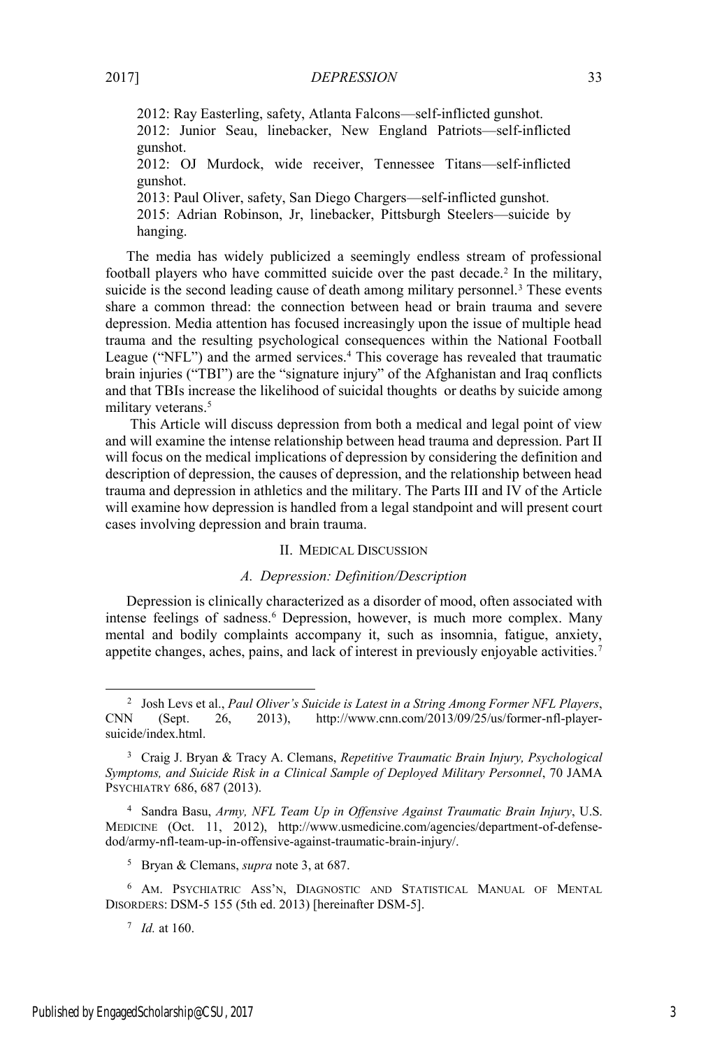2012: Ray Easterling, safety, Atlanta Falcons—self-inflicted gunshot.
2012: Junior Seau, linebacker, New England Patriots—self-inflicted gunshot.
2012: OJ Murdock, wide receiver, Tennessee Titans—self-inflicted gunshot.
2013: Paul Oliver, safety, San Diego Chargers—self-inflicted gunshot.
2015: Adrian Robinson, Jr, linebacker, Pittsburgh Steelers—suicide by hanging.

The media has widely publicized a seemingly endless stream of professional football players who have committed suicide over the past decade.[2] In the military, suicide is the second leading cause of death among military personnel.[3] These events share a common thread: the connection between head or brain trauma and severe depression. Media attention has focused increasingly upon the issue of multiple head trauma and the resulting psychological consequences within the National Football League ("NFL") and the armed services.[4] This coverage has revealed that traumatic brain injuries ("TBI") are the "signature injury" of the Afghanistan and Iraq conflicts and that TBIs increase the likelihood of suicidal thoughts or deaths by suicide among military veterans.[5]

This Article will discuss depression from both a medical and legal point of view and will examine the intense relationship between head trauma and depression. Part II will focus on the medical implications of depression by considering the definition and description of depression, the causes of depression, and the relationship between head trauma and depression in athletics and the military. The Parts III and IV of the Article will examine how depression is handled from a legal standpoint and will present court cases involving depression and brain trauma.

## II. Medical Discussion

### A. Depression: Definition/Description

Depression is clinically characterized as a disorder of mood, often associated with intense feelings of sadness.[6] Depression, however, is much more complex. Many mental and bodily complaints accompany it, such as insomnia, fatigue, anxiety, appetite changes, aches, pains, and lack of interest in previously enjoyable activities.[7]

---

[2] Josh Levs et al., *Paul Oliver's Suicide is Latest in a String Among Former NFL Players*, CNN (Sept. 26, 2013), http://www.cnn.com/2013/09/25/us/former-nfl-player-suicide/index.html.

[3] Craig J. Bryan & Tracy A. Clemans, *Repetitive Traumatic Brain Injury, Psychological Symptoms, and Suicide Risk in a Clinical Sample of Deployed Military Personnel*, 70 JAMA PSYCHIATRY 686, 687 (2013).

[4] Sandra Basu, *Army, NFL Team Up in Offensive Against Traumatic Brain Injury*, U.S. MEDICINE (Oct. 11, 2012), http://www.usmedicine.com/agencies/department-of-defense-dod/army-nfl-team-up-in-offensive-against-traumatic-brain-injury/.

[5] Bryan & Clemans, *supra* note 3, at 687.

[6] AM. PSYCHIATRIC ASS'N, DIAGNOSTIC AND STATISTICAL MANUAL OF MENTAL DISORDERS: DSM-5 155 (5th ed. 2013) [hereinafter DSM-5].

[7] *Id.* at 160.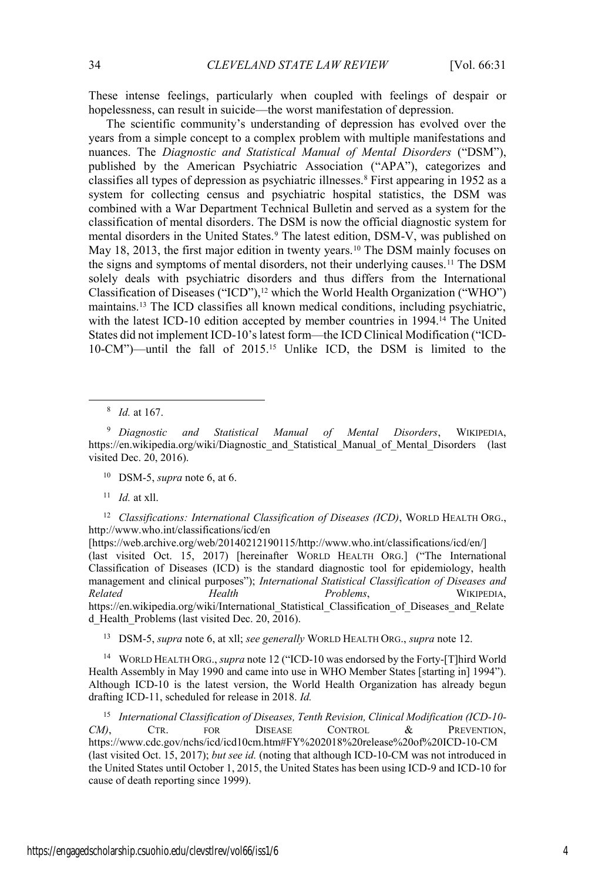These intense feelings, particularly when coupled with feelings of despair or hopelessness, can result in suicide—the worst manifestation of depression.

The scientific community's understanding of depression has evolved over the years from a simple concept to a complex problem with multiple manifestations and nuances. The *Diagnostic and Statistical Manual of Mental Disorders* ("DSM"), published by the American Psychiatric Association ("APA"), categorizes and classifies all types of depression as psychiatric illnesses.[8] First appearing in 1952 as a system for collecting census and psychiatric hospital statistics, the DSM was combined with a War Department Technical Bulletin and served as a system for the classification of mental disorders. The DSM is now the official diagnostic system for mental disorders in the United States.[9] The latest edition, DSM-V, was published on May 18, 2013, the first major edition in twenty years.[10] The DSM mainly focuses on the signs and symptoms of mental disorders, not their underlying causes.[11] The DSM solely deals with psychiatric disorders and thus differs from the International Classification of Diseases ("ICD"),[12] which the World Health Organization ("WHO") maintains.[13] The ICD classifies all known medical conditions, including psychiatric, with the latest ICD-10 edition accepted by member countries in 1994.[14] The United States did not implement ICD-10's latest form—the ICD Clinical Modification ("ICD-10-CM")—until the fall of 2015.[15] Unlike ICD, the DSM is limited to the

---

[8] *Id.* at 167.

[9] *Diagnostic and Statistical Manual of Mental Disorders*, WIKIPEDIA, https://en.wikipedia.org/wiki/Diagnostic_and_Statistical_Manual_of_Mental_Disorders (last visited Dec. 20, 2016).

[10] DSM-5, *supra* note 6, at 6.

[11] *Id.* at xll.

[12] *Classifications: International Classification of Diseases (ICD)*, WORLD HEALTH ORG., http://www.who.int/classifications/icd/en [https://web.archive.org/web/20140212190115/http://www.who.int/classifications/icd/en/] (last visited Oct. 15, 2017) [hereinafter WORLD HEALTH ORG.] ("The International Classification of Diseases (ICD) is the standard diagnostic tool for epidemiology, health management and clinical purposes"); *International Statistical Classification of Diseases and Related Health Problems*, WIKIPEDIA, https://en.wikipedia.org/wiki/International_Statistical_Classification_of_Diseases_and_Related_Health_Problems (last visited Dec. 20, 2016).

[13] DSM-5, *supra* note 6, at xll; *see generally* WORLD HEALTH ORG., *supra* note 12.

[14] WORLD HEALTH ORG., *supra* note 12 ("ICD-10 was endorsed by the Forty-[T]hird World Health Assembly in May 1990 and came into use in WHO Member States [starting in] 1994"). Although ICD-10 is the latest version, the World Health Organization has already begun drafting ICD-11, scheduled for release in 2018. *Id.*

[15] *International Classification of Diseases, Tenth Revision, Clinical Modification (ICD-10-CM)*, CTR. FOR DISEASE CONTROL & PREVENTION, https://www.cdc.gov/nchs/icd/icd10cm.htm#FY%202018%20release%20of%20ICD-10-CM (last visited Oct. 15, 2017); *but see id.* (noting that although ICD-10-CM was not introduced in the United States until October 1, 2015, the United States has been using ICD-9 and ICD-10 for cause of death reporting since 1999).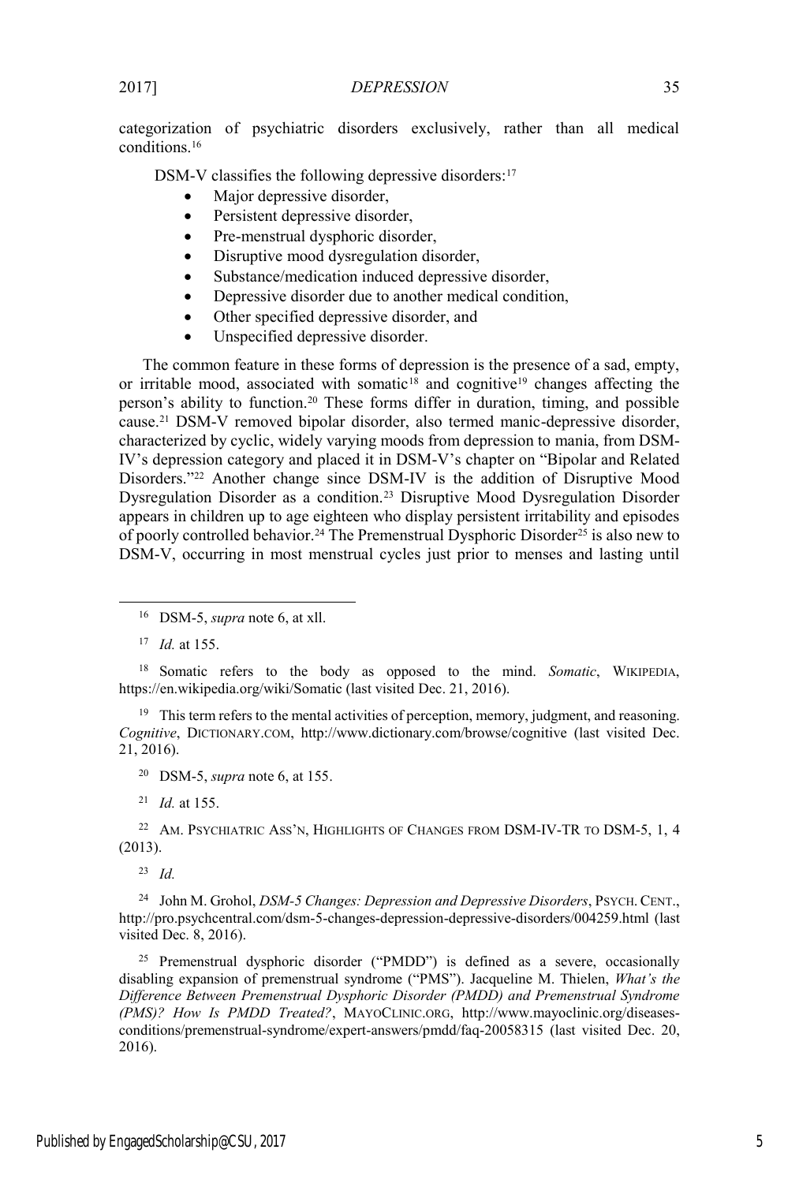categorization of psychiatric disorders exclusively, rather than all medical conditions.[16]

DSM-V classifies the following depressive disorders:[17]

- Major depressive disorder,
- Persistent depressive disorder,
- Pre-menstrual dysphoric disorder,
- Disruptive mood dysregulation disorder,
- Substance/medication induced depressive disorder,
- Depressive disorder due to another medical condition,
- Other specified depressive disorder, and
- Unspecified depressive disorder.

The common feature in these forms of depression is the presence of a sad, empty, or irritable mood, associated with somatic[18] and cognitive[19] changes affecting the person's ability to function.[20] These forms differ in duration, timing, and possible cause.[21] DSM-V removed bipolar disorder, also termed manic-depressive disorder, characterized by cyclic, widely varying moods from depression to mania, from DSM-IV's depression category and placed it in DSM-V's chapter on "Bipolar and Related Disorders."[22] Another change since DSM-IV is the addition of Disruptive Mood Dysregulation Disorder as a condition.[23] Disruptive Mood Dysregulation Disorder appears in children up to age eighteen who display persistent irritability and episodes of poorly controlled behavior.[24] The Premenstrual Dysphoric Disorder[25] is also new to DSM-V, occurring in most menstrual cycles just prior to menses and lasting until

---

[16] DSM-5, *supra* note 6, at xll.

[17] *Id.* at 155.

[18] Somatic refers to the body as opposed to the mind. *Somatic*, WIKIPEDIA, https://en.wikipedia.org/wiki/Somatic (last visited Dec. 21, 2016).

[19] This term refers to the mental activities of perception, memory, judgment, and reasoning. *Cognitive*, DICTIONARY.COM, http://www.dictionary.com/browse/cognitive (last visited Dec. 21, 2016).

[20] DSM-5, *supra* note 6, at 155.

[21] *Id.* at 155.

[22] AM. PSYCHIATRIC ASS'N, HIGHLIGHTS OF CHANGES FROM DSM-IV-TR TO DSM-5, 1, 4 (2013).

[23] *Id.*

[24] John M. Grohol, *DSM-5 Changes: Depression and Depressive Disorders*, PSYCH. CENT., http://pro.psychcentral.com/dsm-5-changes-depression-depressive-disorders/004259.html (last visited Dec. 8, 2016).

[25] Premenstrual dysphoric disorder ("PMDD") is defined as a severe, occasionally disabling expansion of premenstrual syndrome ("PMS"). Jacqueline M. Thielen, *What's the Difference Between Premenstrual Dysphoric Disorder (PMDD) and Premenstrual Syndrome (PMS)? How Is PMDD Treated?*, MAYOCLINIC.ORG, http://www.mayoclinic.org/diseases-conditions/premenstrual-syndrome/expert-answers/pmdd/faq-20058315 (last visited Dec. 20, 2016).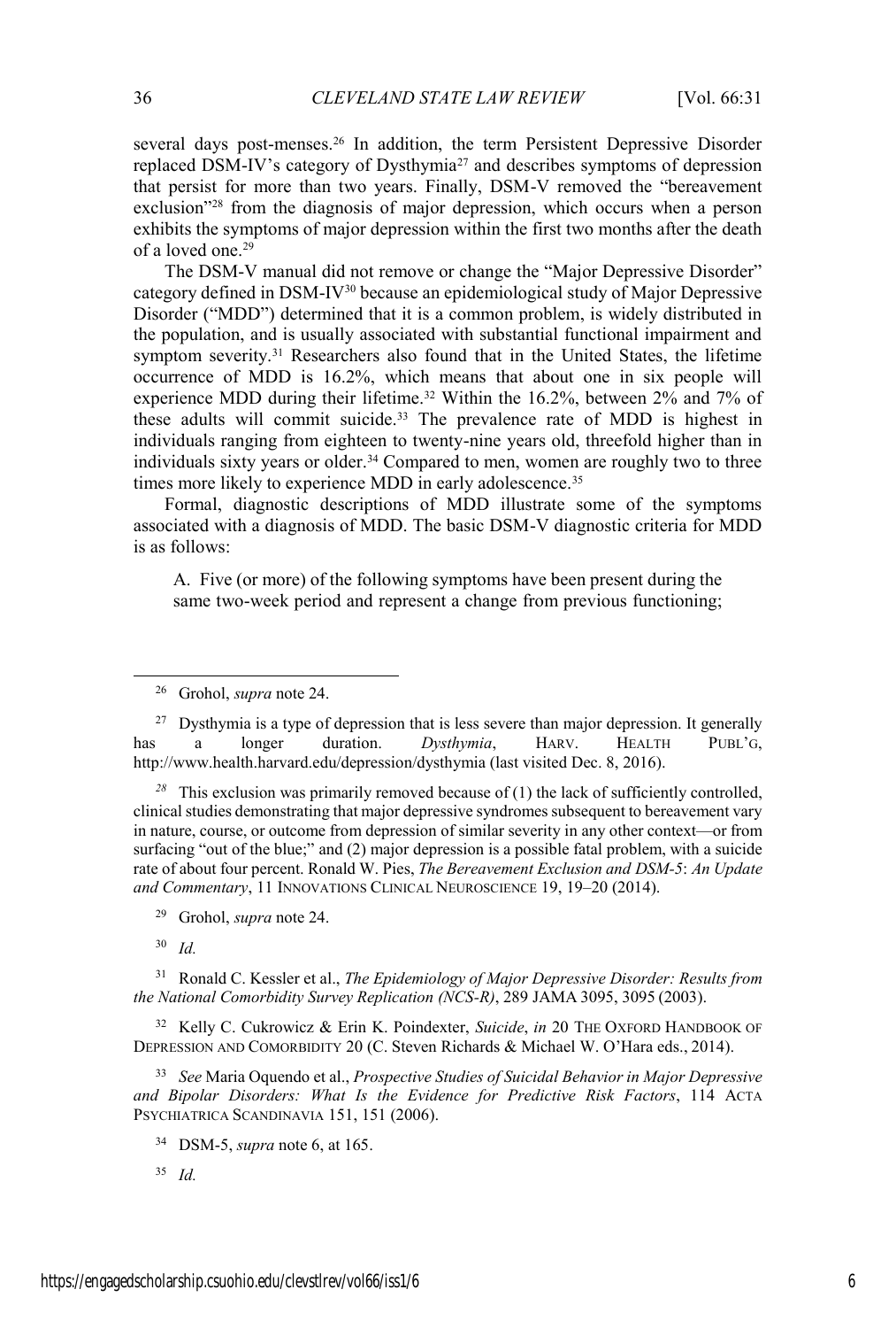several days post-menses.[26] In addition, the term Persistent Depressive Disorder replaced DSM-IV's category of Dysthymia[27] and describes symptoms of depression that persist for more than two years. Finally, DSM-V removed the "bereavement exclusion"[28] from the diagnosis of major depression, which occurs when a person exhibits the symptoms of major depression within the first two months after the death of a loved one.[29]

The DSM-V manual did not remove or change the "Major Depressive Disorder" category defined in DSM-IV[30] because an epidemiological study of Major Depressive Disorder ("MDD") determined that it is a common problem, is widely distributed in the population, and is usually associated with substantial functional impairment and symptom severity.[31] Researchers also found that in the United States, the lifetime occurrence of MDD is 16.2%, which means that about one in six people will experience MDD during their lifetime.[32] Within the 16.2%, between 2% and 7% of these adults will commit suicide.[33] The prevalence rate of MDD is highest in individuals ranging from eighteen to twenty-nine years old, threefold higher than in individuals sixty years or older.[34] Compared to men, women are roughly two to three times more likely to experience MDD in early adolescence.[35]

Formal, diagnostic descriptions of MDD illustrate some of the symptoms associated with a diagnosis of MDD. The basic DSM-V diagnostic criteria for MDD is as follows:

> A. Five (or more) of the following symptoms have been present during the same two-week period and represent a change from previous functioning;

---

[26] Grohol, *supra* note 24.

[27] Dysthymia is a type of depression that is less severe than major depression. It generally has a longer duration. *Dysthymia*, HARV. HEALTH PUBL'G, http://www.health.harvard.edu/depression/dysthymia (last visited Dec. 8, 2016).

[28] This exclusion was primarily removed because of (1) the lack of sufficiently controlled, clinical studies demonstrating that major depressive syndromes subsequent to bereavement vary in nature, course, or outcome from depression of similar severity in any other context—or from surfacing "out of the blue;" and (2) major depression is a possible fatal problem, with a suicide rate of about four percent. Ronald W. Pies, *The Bereavement Exclusion and DSM-5*: *An Update and Commentary*, 11 INNOVATIONS CLINICAL NEUROSCIENCE 19, 19–20 (2014).

[29] Grohol, *supra* note 24.

[30] *Id.*

[31] Ronald C. Kessler et al., *The Epidemiology of Major Depressive Disorder: Results from the National Comorbidity Survey Replication (NCS-R)*, 289 JAMA 3095, 3095 (2003).

[32] Kelly C. Cukrowicz & Erin K. Poindexter, *Suicide*, *in* 20 THE OXFORD HANDBOOK OF DEPRESSION AND COMORBIDITY 20 (C. Steven Richards & Michael W. O'Hara eds., 2014).

[33] *See* Maria Oquendo et al., *Prospective Studies of Suicidal Behavior in Major Depressive and Bipolar Disorders: What Is the Evidence for Predictive Risk Factors*, 114 ACTA PSYCHIATRICA SCANDINAVIA 151, 151 (2006).

[34] DSM-5, *supra* note 6, at 165.

[35] *Id.*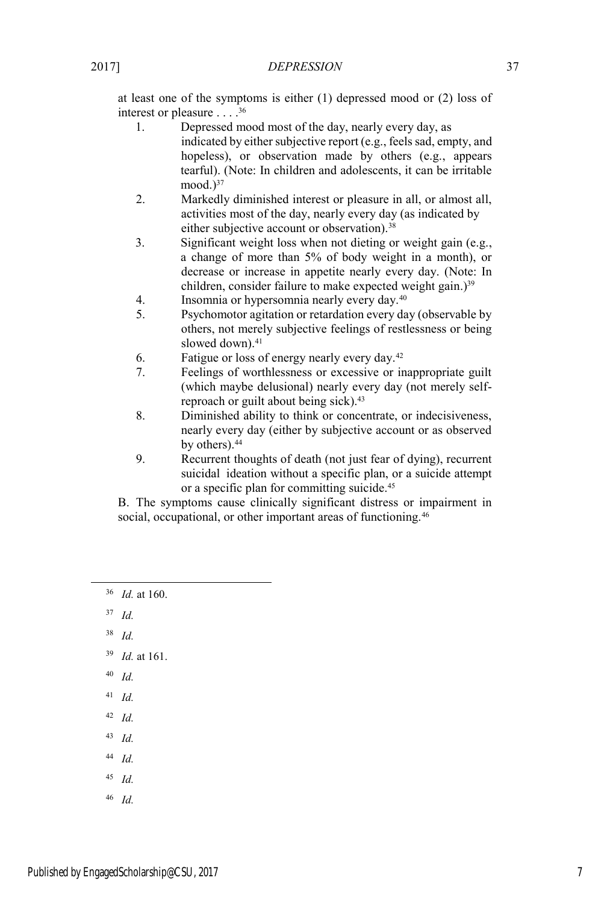at least one of the symptoms is either (1) depressed mood or (2) loss of interest or pleasure . . . .[36]

1. Depressed mood most of the day, nearly every day, as indicated by either subjective report (e.g., feels sad, empty, and hopeless), or observation made by others (e.g., appears tearful). (Note: In children and adolescents, it can be irritable mood.)[37]
2. Markedly diminished interest or pleasure in all, or almost all, activities most of the day, nearly every day (as indicated by either subjective account or observation).[38]
3. Significant weight loss when not dieting or weight gain (e.g., a change of more than 5% of body weight in a month), or decrease or increase in appetite nearly every day. (Note: In children, consider failure to make expected weight gain.)[39]
4. Insomnia or hypersomnia nearly every day.[40]
5. Psychomotor agitation or retardation every day (observable by others, not merely subjective feelings of restlessness or being slowed down).[41]
6. Fatigue or loss of energy nearly every day.[42]
7. Feelings of worthlessness or excessive or inappropriate guilt (which maybe delusional) nearly every day (not merely self-reproach or guilt about being sick).[43]
8. Diminished ability to think or concentrate, or indecisiveness, nearly every day (either by subjective account or as observed by others).[44]
9. Recurrent thoughts of death (not just fear of dying), recurrent suicidal ideation without a specific plan, or a suicide attempt or a specific plan for committing suicide.[45]

B. The symptoms cause clinically significant distress or impairment in social, occupational, or other important areas of functioning.[46]

---

[36] *Id.* at 160.

[37] *Id.*

[38] *Id.*

[39] *Id.* at 161.

[40] *Id.*

[41] *Id.*

[42] *Id.*

[43] *Id.*

[44] *Id.*

[45] *Id.*

[46] *Id.*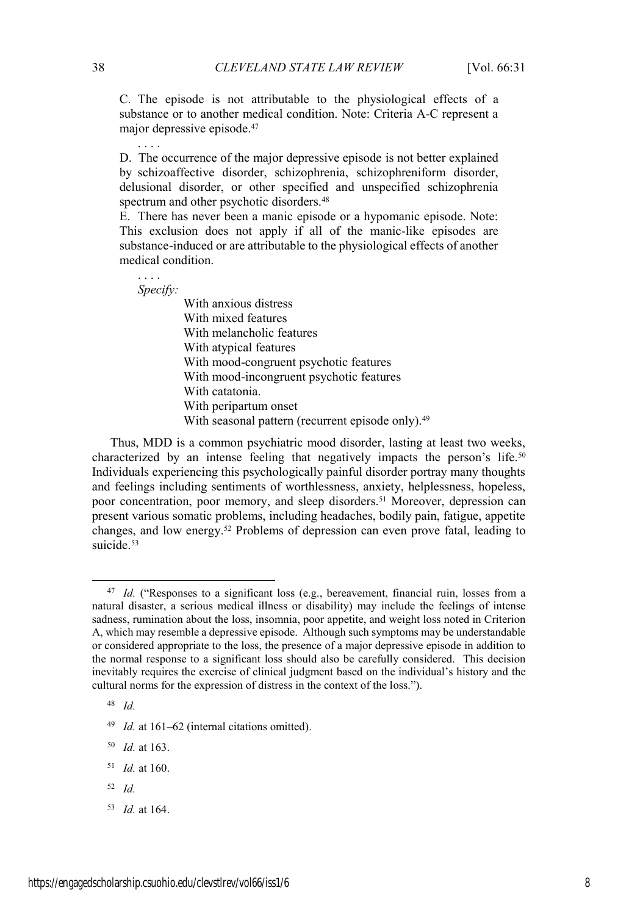C. The episode is not attributable to the physiological effects of a substance or to another medical condition. Note: Criteria A-C represent a major depressive episode.[47]

. . . .

D. The occurrence of the major depressive episode is not better explained by schizoaffective disorder, schizophrenia, schizophreniform disorder, delusional disorder, or other specified and unspecified schizophrenia spectrum and other psychotic disorders.[48]

E. There has never been a manic episode or a hypomanic episode. Note: This exclusion does not apply if all of the manic-like episodes are substance-induced or are attributable to the physiological effects of another medical condition.

. . . .

*Specify:*

With anxious distress
With mixed features
With melancholic features
With atypical features
With mood-congruent psychotic features
With mood-incongruent psychotic features
With catatonia.
With peripartum onset
With seasonal pattern (recurrent episode only).[49]

Thus, MDD is a common psychiatric mood disorder, lasting at least two weeks, characterized by an intense feeling that negatively impacts the person's life.[50] Individuals experiencing this psychologically painful disorder portray many thoughts and feelings including sentiments of worthlessness, anxiety, helplessness, hopeless, poor concentration, poor memory, and sleep disorders.[51] Moreover, depression can present various somatic problems, including headaches, bodily pain, fatigue, appetite changes, and low energy.[52] Problems of depression can even prove fatal, leading to suicide.[53]

---

[47] *Id.* ("Responses to a significant loss (e.g., bereavement, financial ruin, losses from a natural disaster, a serious medical illness or disability) may include the feelings of intense sadness, rumination about the loss, insomnia, poor appetite, and weight loss noted in Criterion A, which may resemble a depressive episode. Although such symptoms may be understandable or considered appropriate to the loss, the presence of a major depressive episode in addition to the normal response to a significant loss should also be carefully considered. This decision inevitably requires the exercise of clinical judgment based on the individual's history and the cultural norms for the expression of distress in the context of the loss.").

[48] *Id.*

[49] *Id.* at 161–62 (internal citations omitted).

[50] *Id.* at 163.

[51] *Id.* at 160.

[52] *Id.*

[53] *Id.* at 164.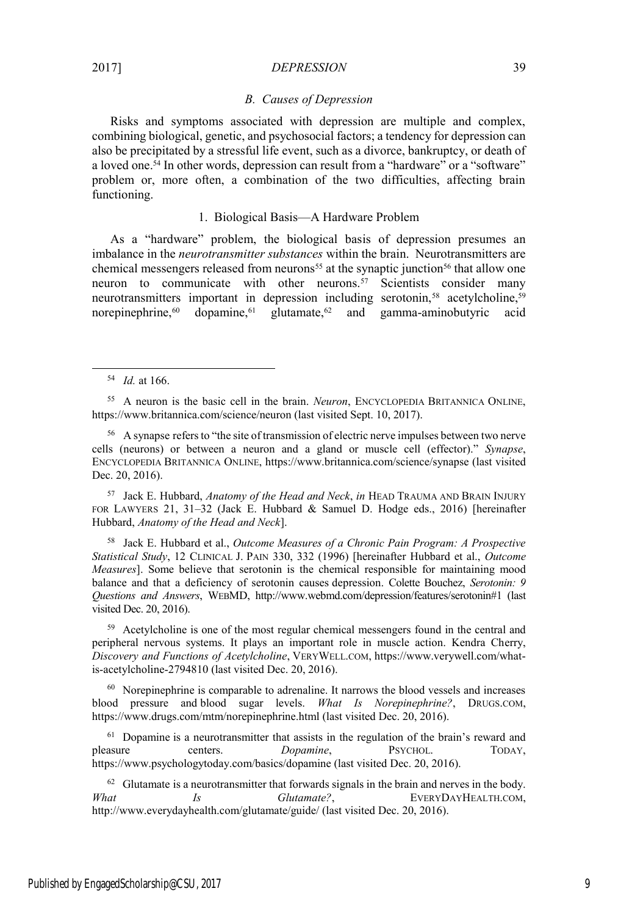### B. Causes of Depression

Risks and symptoms associated with depression are multiple and complex, combining biological, genetic, and psychosocial factors; a tendency for depression can also be precipitated by a stressful life event, such as a divorce, bankruptcy, or death of a loved one.[54] In other words, depression can result from a "hardware" or a "software" problem or, more often, a combination of the two difficulties, affecting brain functioning.

#### 1. Biological Basis—A Hardware Problem

As a "hardware" problem, the biological basis of depression presumes an imbalance in the *neurotransmitter substances* within the brain. Neurotransmitters are chemical messengers released from neurons[55] at the synaptic junction[56] that allow one neuron to communicate with other neurons.[57] Scientists consider many neurotransmitters important in depression including serotonin,[58] acetylcholine,[59] norepinephrine,[60] dopamine,[61] glutamate,[62] and gamma-aminobutyric acid

---

[54] *Id.* at 166.

[55] A neuron is the basic cell in the brain. *Neuron*, ENCYCLOPEDIA BRITANNICA ONLINE, https://www.britannica.com/science/neuron (last visited Sept. 10, 2017).

[56] A synapse refers to "the site of transmission of electric nerve impulses between two nerve cells (neurons) or between a neuron and a gland or muscle cell (effector)." *Synapse*, ENCYCLOPEDIA BRITANNICA ONLINE, https://www.britannica.com/science/synapse (last visited Dec. 20, 2016).

[57] Jack E. Hubbard, *Anatomy of the Head and Neck*, *in* HEAD TRAUMA AND BRAIN INJURY FOR LAWYERS 21, 31–32 (Jack E. Hubbard & Samuel D. Hodge eds., 2016) [hereinafter Hubbard, *Anatomy of the Head and Neck*].

[58] Jack E. Hubbard et al., *Outcome Measures of a Chronic Pain Program: A Prospective Statistical Study*, 12 CLINICAL J. PAIN 330, 332 (1996) [hereinafter Hubbard et al., *Outcome Measures*]. Some believe that serotonin is the chemical responsible for maintaining mood balance and that a deficiency of serotonin causes depression. Colette Bouchez, *Serotonin: 9 Questions and Answers*, WEBMD, http://www.webmd.com/depression/features/serotonin#1 (last visited Dec. 20, 2016).

[59] Acetylcholine is one of the most regular chemical messengers found in the central and peripheral nervous systems. It plays an important role in muscle action. Kendra Cherry, *Discovery and Functions of Acetylcholine*, VERYWELL.COM, https://www.verywell.com/what-is-acetylcholine-2794810 (last visited Dec. 20, 2016).

[60] Norepinephrine is comparable to adrenaline. It narrows the blood vessels and increases blood pressure and blood sugar levels. *What Is Norepinephrine?*, DRUGS.COM, https://www.drugs.com/mtm/norepinephrine.html (last visited Dec. 20, 2016).

[61] Dopamine is a neurotransmitter that assists in the regulation of the brain's reward and pleasure centers. *Dopamine*, PSYCHOL. TODAY, https://www.psychologytoday.com/basics/dopamine (last visited Dec. 20, 2016).

[62] Glutamate is a neurotransmitter that forwards signals in the brain and nerves in the body. *What Is Glutamate?*, EVERYDAYHEALTH.COM, http://www.everydayhealth.com/glutamate/guide/ (last visited Dec. 20, 2016).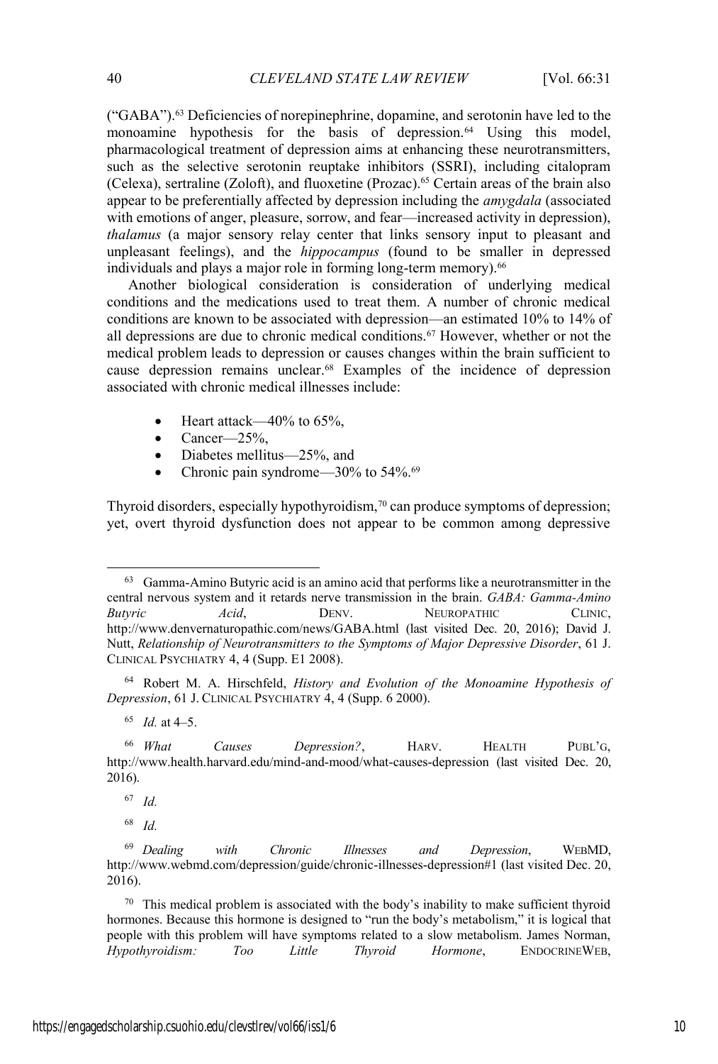("GABA").[63] Deficiencies of norepinephrine, dopamine, and serotonin have led to the monoamine hypothesis for the basis of depression.[64] Using this model, pharmacological treatment of depression aims at enhancing these neurotransmitters, such as the selective serotonin reuptake inhibitors (SSRI), including citalopram (Celexa), sertraline (Zoloft), and fluoxetine (Prozac).[65] Certain areas of the brain also appear to be preferentially affected by depression including the *amygdala* (associated with emotions of anger, pleasure, sorrow, and fear—increased activity in depression), *thalamus* (a major sensory relay center that links sensory input to pleasant and unpleasant feelings), and the *hippocampus* (found to be smaller in depressed individuals and plays a major role in forming long-term memory).[66]

Another biological consideration is consideration of underlying medical conditions and the medications used to treat them. A number of chronic medical conditions are known to be associated with depression—an estimated 10% to 14% of all depressions are due to chronic medical conditions.[67] However, whether or not the medical problem leads to depression or causes changes within the brain sufficient to cause depression remains unclear.[68] Examples of the incidence of depression associated with chronic medical illnesses include:

- Heart attack—40% to 65%,
- Cancer—25%,
- Diabetes mellitus—25%, and
- Chronic pain syndrome—30% to 54%.[69]

Thyroid disorders, especially hypothyroidism,[70] can produce symptoms of depression; yet, overt thyroid dysfunction does not appear to be common among depressive

---

[63] Gamma-Amino Butyric acid is an amino acid that performs like a neurotransmitter in the central nervous system and it retards nerve transmission in the brain. *GABA: Gamma-Amino Butyric Acid*, DENV. NEUROPATHIC CLINIC, http://www.denvernaturopathic.com/news/GABA.html (last visited Dec. 20, 2016); David J. Nutt, *Relationship of Neurotransmitters to the Symptoms of Major Depressive Disorder*, 61 J. CLINICAL PSYCHIATRY 4, 4 (Supp. E1 2008).

[64] Robert M. A. Hirschfeld, *History and Evolution of the Monoamine Hypothesis of Depression*, 61 J. CLINICAL PSYCHIATRY 4, 4 (Supp. 6 2000).

[65] *Id.* at 4–5.

[66] *What Causes Depression?*, HARV. HEALTH PUBL'G, http://www.health.harvard.edu/mind-and-mood/what-causes-depression (last visited Dec. 20, 2016).

[67] *Id.*

[68] *Id.*

[69] *Dealing with Chronic Illnesses and Depression*, WEBMD, http://www.webmd.com/depression/guide/chronic-illnesses-depression#1 (last visited Dec. 20, 2016).

[70] This medical problem is associated with the body's inability to make sufficient thyroid hormones. Because this hormone is designed to "run the body's metabolism," it is logical that people with this problem will have symptoms related to a slow metabolism. James Norman, *Hypothyroidism: Too Little Thyroid Hormone*, ENDOCRINEWEB,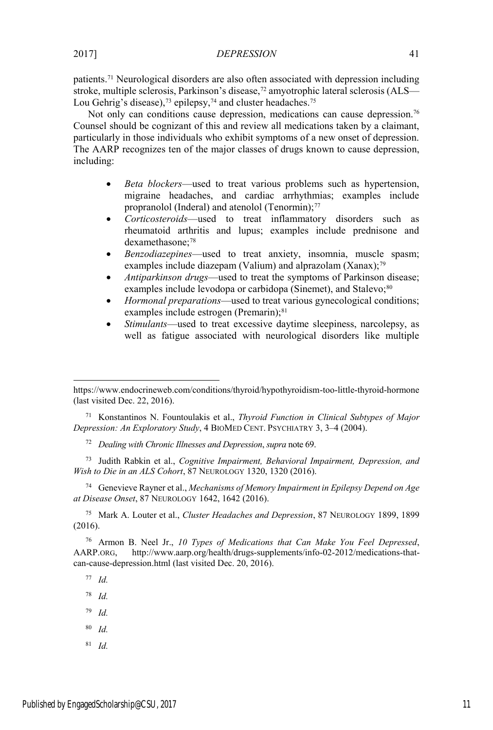patients.[71] Neurological disorders are also often associated with depression including stroke, multiple sclerosis, Parkinson's disease,[72] amyotrophic lateral sclerosis (ALS—Lou Gehrig's disease),[73] epilepsy,[74] and cluster headaches.[75]

Not only can conditions cause depression, medications can cause depression.[76] Counsel should be cognizant of this and review all medications taken by a claimant, particularly in those individuals who exhibit symptoms of a new onset of depression. The AARP recognizes ten of the major classes of drugs known to cause depression, including:

- *Beta blockers*—used to treat various problems such as hypertension, migraine headaches, and cardiac arrhythmias; examples include propranolol (Inderal) and atenolol (Tenormin);[77]
- *Corticosteroids*—used to treat inflammatory disorders such as rheumatoid arthritis and lupus; examples include prednisone and dexamethasone;[78]
- *Benzodiazepines*—used to treat anxiety, insomnia, muscle spasm; examples include diazepam (Valium) and alprazolam (Xanax);[79]
- *Antiparkinson drugs*—used to treat the symptoms of Parkinson disease; examples include levodopa or carbidopa (Sinemet), and Stalevo;[80]
- *Hormonal preparations*—used to treat various gynecological conditions; examples include estrogen (Premarin);[81]
- *Stimulants*—used to treat excessive daytime sleepiness, narcolepsy, as well as fatigue associated with neurological disorders like multiple

---

https://www.endocrineweb.com/conditions/thyroid/hypothyroidism-too-little-thyroid-hormone (last visited Dec. 22, 2016).

[71] Konstantinos N. Fountoulakis et al., *Thyroid Function in Clinical Subtypes of Major Depression: An Exploratory Study*, 4 BIOMED CENT. PSYCHIATRY 3, 3–4 (2004).

[72] *Dealing with Chronic Illnesses and Depression*, *supra* note 69.

[73] Judith Rabkin et al., *Cognitive Impairment, Behavioral Impairment, Depression, and Wish to Die in an ALS Cohort*, 87 NEUROLOGY 1320, 1320 (2016).

[74] Genevieve Rayner et al., *Mechanisms of Memory Impairment in Epilepsy Depend on Age at Disease Onset*, 87 NEUROLOGY 1642, 1642 (2016).

[75] Mark A. Louter et al., *Cluster Headaches and Depression*, 87 NEUROLOGY 1899, 1899 (2016).

[76] Armon B. Neel Jr., *10 Types of Medications that Can Make You Feel Depressed*, AARP.ORG, http://www.aarp.org/health/drugs-supplements/info-02-2012/medications-that-can-cause-depression.html (last visited Dec. 20, 2016).

[77] *Id.*

[78] *Id.*

[79] *Id.*

[80] *Id.*

[81] *Id.*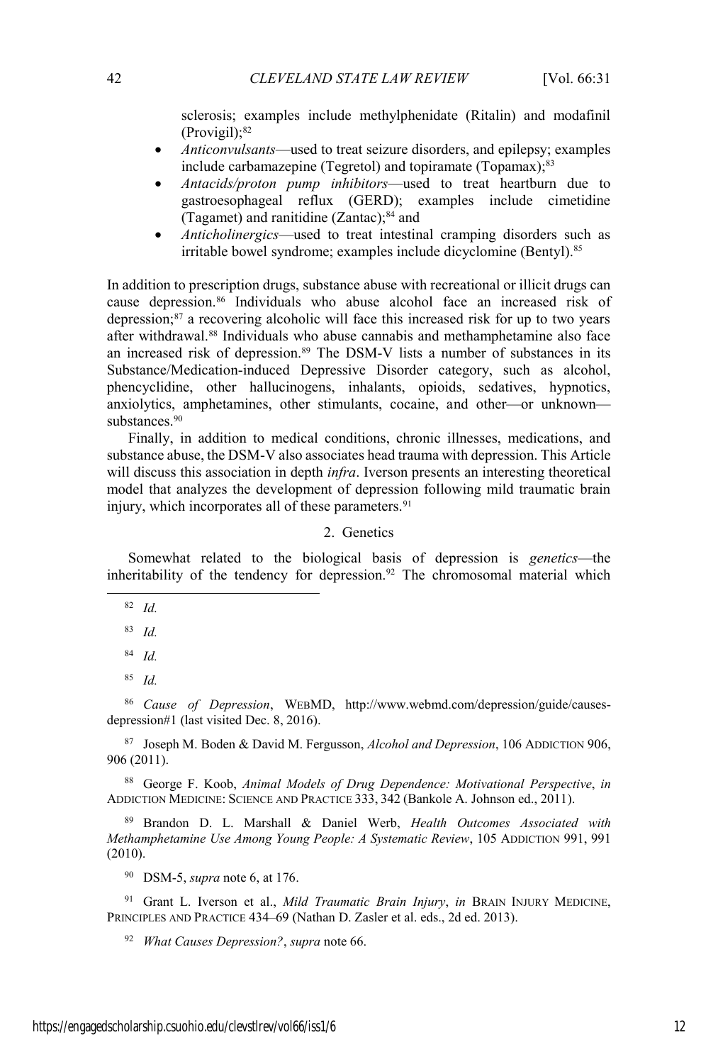sclerosis; examples include methylphenidate (Ritalin) and modafinil (Provigil);[82]

- *Anticonvulsants*—used to treat seizure disorders, and epilepsy; examples include carbamazepine (Tegretol) and topiramate (Topamax);[83]
- *Antacids/proton pump inhibitors*—used to treat heartburn due to gastroesophageal reflux (GERD); examples include cimetidine (Tagamet) and ranitidine (Zantac);[84] and
- *Anticholinergics*—used to treat intestinal cramping disorders such as irritable bowel syndrome; examples include dicyclomine (Bentyl).[85]

In addition to prescription drugs, substance abuse with recreational or illicit drugs can cause depression.[86] Individuals who abuse alcohol face an increased risk of depression;[87] a recovering alcoholic will face this increased risk for up to two years after withdrawal.[88] Individuals who abuse cannabis and methamphetamine also face an increased risk of depression.[89] The DSM-V lists a number of substances in its Substance/Medication-induced Depressive Disorder category, such as alcohol, phencyclidine, other hallucinogens, inhalants, opioids, sedatives, hypnotics, anxiolytics, amphetamines, other stimulants, cocaine, and other—or unknown—substances.[90]

Finally, in addition to medical conditions, chronic illnesses, medications, and substance abuse, the DSM-V also associates head trauma with depression. This Article will discuss this association in depth *infra*. Iverson presents an interesting theoretical model that analyzes the development of depression following mild traumatic brain injury, which incorporates all of these parameters.[91]

## 2. Genetics

Somewhat related to the biological basis of depression is *genetics*—the inheritability of the tendency for depression.[92] The chromosomal material which

---

[82] *Id.*

[83] *Id.*

[84] *Id.*

[85] *Id.*

[86] *Cause of Depression*, WEBMD, http://www.webmd.com/depression/guide/causes-depression#1 (last visited Dec. 8, 2016).

[87] Joseph M. Boden & David M. Fergusson, *Alcohol and Depression*, 106 ADDICTION 906, 906 (2011).

[88] George F. Koob, *Animal Models of Drug Dependence: Motivational Perspective*, *in* ADDICTION MEDICINE: SCIENCE AND PRACTICE 333, 342 (Bankole A. Johnson ed., 2011).

[89] Brandon D. L. Marshall & Daniel Werb, *Health Outcomes Associated with Methamphetamine Use Among Young People: A Systematic Review*, 105 ADDICTION 991, 991 (2010).

[90] DSM-5, *supra* note 6, at 176.

[91] Grant L. Iverson et al., *Mild Traumatic Brain Injury*, *in* BRAIN INJURY MEDICINE, PRINCIPLES AND PRACTICE 434–69 (Nathan D. Zasler et al. eds., 2d ed. 2013).

[92] *What Causes Depression?*, *supra* note 66.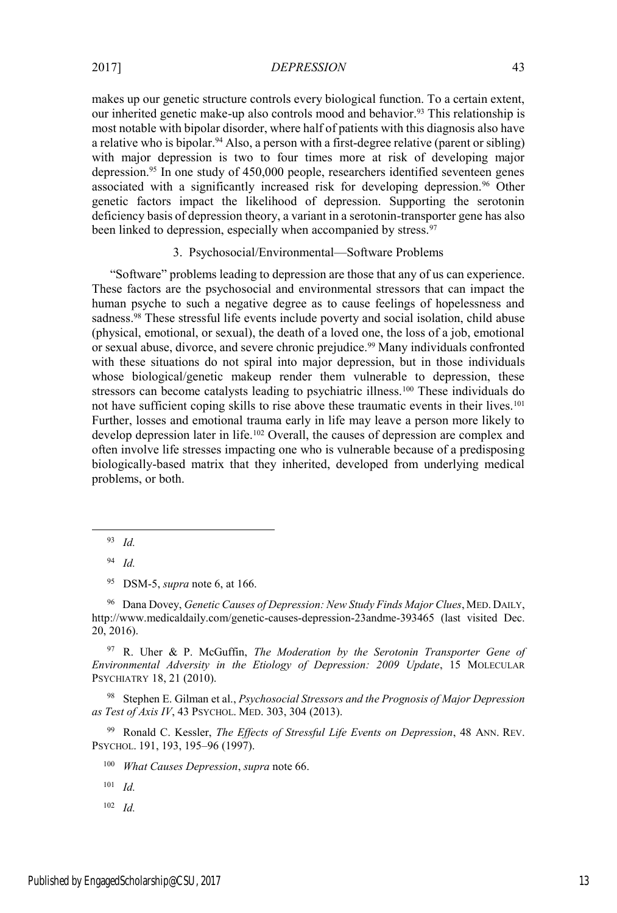makes up our genetic structure controls every biological function. To a certain extent, our inherited genetic make-up also controls mood and behavior.[93] This relationship is most notable with bipolar disorder, where half of patients with this diagnosis also have a relative who is bipolar.[94] Also, a person with a first-degree relative (parent or sibling) with major depression is two to four times more at risk of developing major depression.[95] In one study of 450,000 people, researchers identified seventeen genes associated with a significantly increased risk for developing depression.[96] Other genetic factors impact the likelihood of depression. Supporting the serotonin deficiency basis of depression theory, a variant in a serotonin-transporter gene has also been linked to depression, especially when accompanied by stress.[97]

### 3. Psychosocial/Environmental—Software Problems

"Software" problems leading to depression are those that any of us can experience. These factors are the psychosocial and environmental stressors that can impact the human psyche to such a negative degree as to cause feelings of hopelessness and sadness.[98] These stressful life events include poverty and social isolation, child abuse (physical, emotional, or sexual), the death of a loved one, the loss of a job, emotional or sexual abuse, divorce, and severe chronic prejudice.[99] Many individuals confronted with these situations do not spiral into major depression, but in those individuals whose biological/genetic makeup render them vulnerable to depression, these stressors can become catalysts leading to psychiatric illness.[100] These individuals do not have sufficient coping skills to rise above these traumatic events in their lives.[101] Further, losses and emotional trauma early in life may leave a person more likely to develop depression later in life.[102] Overall, the causes of depression are complex and often involve life stresses impacting one who is vulnerable because of a predisposing biologically-based matrix that they inherited, developed from underlying medical problems, or both.

---

[93] *Id.*

[94] *Id.*

[95] DSM-5, *supra* note 6, at 166.

[96] Dana Dovey, *Genetic Causes of Depression: New Study Finds Major Clues*, MED. DAILY, http://www.medicaldaily.com/genetic-causes-depression-23andme-393465 (last visited Dec. 20, 2016).

[97] R. Uher & P. McGuffin, *The Moderation by the Serotonin Transporter Gene of Environmental Adversity in the Etiology of Depression: 2009 Update*, 15 MOLECULAR PSYCHIATRY 18, 21 (2010).

[98] Stephen E. Gilman et al., *Psychosocial Stressors and the Prognosis of Major Depression as Test of Axis IV*, 43 PSYCHOL. MED. 303, 304 (2013).

[99] Ronald C. Kessler, *The Effects of Stressful Life Events on Depression*, 48 ANN. REV. PSYCHOL. 191, 193, 195–96 (1997).

[100] *What Causes Depression*, *supra* note 66.

[101] *Id.*

[102] *Id.*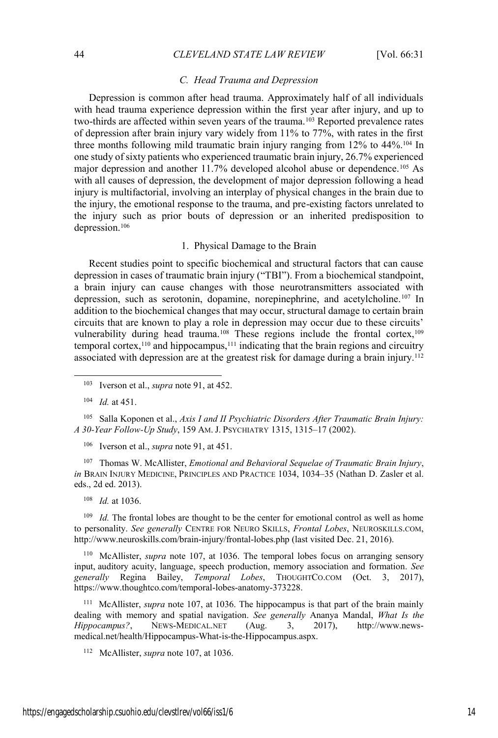### *C. Head Trauma and Depression*

Depression is common after head trauma. Approximately half of all individuals with head trauma experience depression within the first year after injury, and up to two-thirds are affected within seven years of the trauma.[103] Reported prevalence rates of depression after brain injury vary widely from 11% to 77%, with rates in the first three months following mild traumatic brain injury ranging from 12% to 44%.[104] In one study of sixty patients who experienced traumatic brain injury, 26.7% experienced major depression and another 11.7% developed alcohol abuse or dependence.[105] As with all causes of depression, the development of major depression following a head injury is multifactorial, involving an interplay of physical changes in the brain due to the injury, the emotional response to the trauma, and pre-existing factors unrelated to the injury such as prior bouts of depression or an inherited predisposition to depression.[106]

#### 1. Physical Damage to the Brain

Recent studies point to specific biochemical and structural factors that can cause depression in cases of traumatic brain injury ("TBI"). From a biochemical standpoint, a brain injury can cause changes with those neurotransmitters associated with depression, such as serotonin, dopamine, norepinephrine, and acetylcholine.[107] In addition to the biochemical changes that may occur, structural damage to certain brain circuits that are known to play a role in depression may occur due to these circuits' vulnerability during head trauma.[108] These regions include the frontal cortex,[109] temporal cortex,[110] and hippocampus,[111] indicating that the brain regions and circuitry associated with depression are at the greatest risk for damage during a brain injury.[112]

---

[103] Iverson et al., *supra* note 91, at 452.

[104] *Id.* at 451.

[105] Salla Koponen et al., *Axis I and II Psychiatric Disorders After Traumatic Brain Injury: A 30-Year Follow-Up Study*, 159 AM. J. PSYCHIATRY 1315, 1315–17 (2002).

[106] Iverson et al., *supra* note 91, at 451.

[107] Thomas W. McAllister, *Emotional and Behavioral Sequelae of Traumatic Brain Injury*, *in* BRAIN INJURY MEDICINE, PRINCIPLES AND PRACTICE 1034, 1034–35 (Nathan D. Zasler et al. eds., 2d ed. 2013).

[108] *Id.* at 1036.

[109] *Id.* The frontal lobes are thought to be the center for emotional control as well as home to personality. *See generally* CENTRE FOR NEURO SKILLS, *Frontal Lobes*, NEUROSKILLS.COM, http://www.neuroskills.com/brain-injury/frontal-lobes.php (last visited Dec. 21, 2016).

[110] McAllister, *supra* note 107, at 1036. The temporal lobes focus on arranging sensory input, auditory acuity, language, speech production, memory association and formation. *See generally* Regina Bailey, *Temporal Lobes*, THOUGHTCO.COM (Oct. 3, 2017), https://www.thoughtco.com/temporal-lobes-anatomy-373228.

[111] McAllister, *supra* note 107, at 1036. The hippocampus is that part of the brain mainly dealing with memory and spatial navigation. *See generally* Ananya Mandal, *What Is the Hippocampus?*, NEWS-MEDICAL.NET (Aug. 3, 2017), http://www.news-medical.net/health/Hippocampus-What-is-the-Hippocampus.aspx.

[112] McAllister, *supra* note 107, at 1036.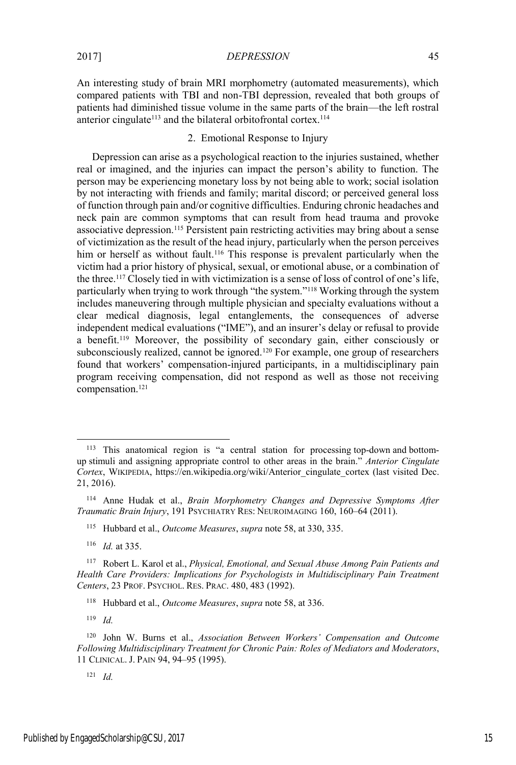An interesting study of brain MRI morphometry (automated measurements), which compared patients with TBI and non-TBI depression, revealed that both groups of patients had diminished tissue volume in the same parts of the brain—the left rostral anterior cingulate[113] and the bilateral orbitofrontal cortex.[114]

### 2. Emotional Response to Injury

Depression can arise as a psychological reaction to the injuries sustained, whether real or imagined, and the injuries can impact the person's ability to function. The person may be experiencing monetary loss by not being able to work; social isolation by not interacting with friends and family; marital discord; or perceived general loss of function through pain and/or cognitive difficulties. Enduring chronic headaches and neck pain are common symptoms that can result from head trauma and provoke associative depression.[115] Persistent pain restricting activities may bring about a sense of victimization as the result of the head injury, particularly when the person perceives him or herself as without fault.[116] This response is prevalent particularly when the victim had a prior history of physical, sexual, or emotional abuse, or a combination of the three.[117] Closely tied in with victimization is a sense of loss of control of one's life, particularly when trying to work through "the system."[118] Working through the system includes maneuvering through multiple physician and specialty evaluations without a clear medical diagnosis, legal entanglements, the consequences of adverse independent medical evaluations ("IME"), and an insurer's delay or refusal to provide a benefit.[119] Moreover, the possibility of secondary gain, either consciously or subconsciously realized, cannot be ignored.[120] For example, one group of researchers found that workers' compensation-injured participants, in a multidisciplinary pain program receiving compensation, did not respond as well as those not receiving compensation.[121]

---

[113] This anatomical region is "a central station for processing top-down and bottom-up stimuli and assigning appropriate control to other areas in the brain." *Anterior Cingulate Cortex*, WIKIPEDIA, https://en.wikipedia.org/wiki/Anterior_cingulate_cortex (last visited Dec. 21, 2016).

[114] Anne Hudak et al., *Brain Morphometry Changes and Depressive Symptoms After Traumatic Brain Injury*, 191 PSYCHIATRY RES: NEUROIMAGING 160, 160–64 (2011).

[115] Hubbard et al., *Outcome Measures*, *supra* note 58, at 330, 335.

[116] *Id.* at 335.

[117] Robert L. Karol et al., *Physical, Emotional, and Sexual Abuse Among Pain Patients and Health Care Providers: Implications for Psychologists in Multidisciplinary Pain Treatment Centers*, 23 PROF. PSYCHOL. RES. PRAC. 480, 483 (1992).

[118] Hubbard et al., *Outcome Measures*, *supra* note 58, at 336.

[119] *Id.*

[120] John W. Burns et al., *Association Between Workers' Compensation and Outcome Following Multidisciplinary Treatment for Chronic Pain: Roles of Mediators and Moderators*, 11 CLINICAL. J. PAIN 94, 94–95 (1995).

[121] *Id.*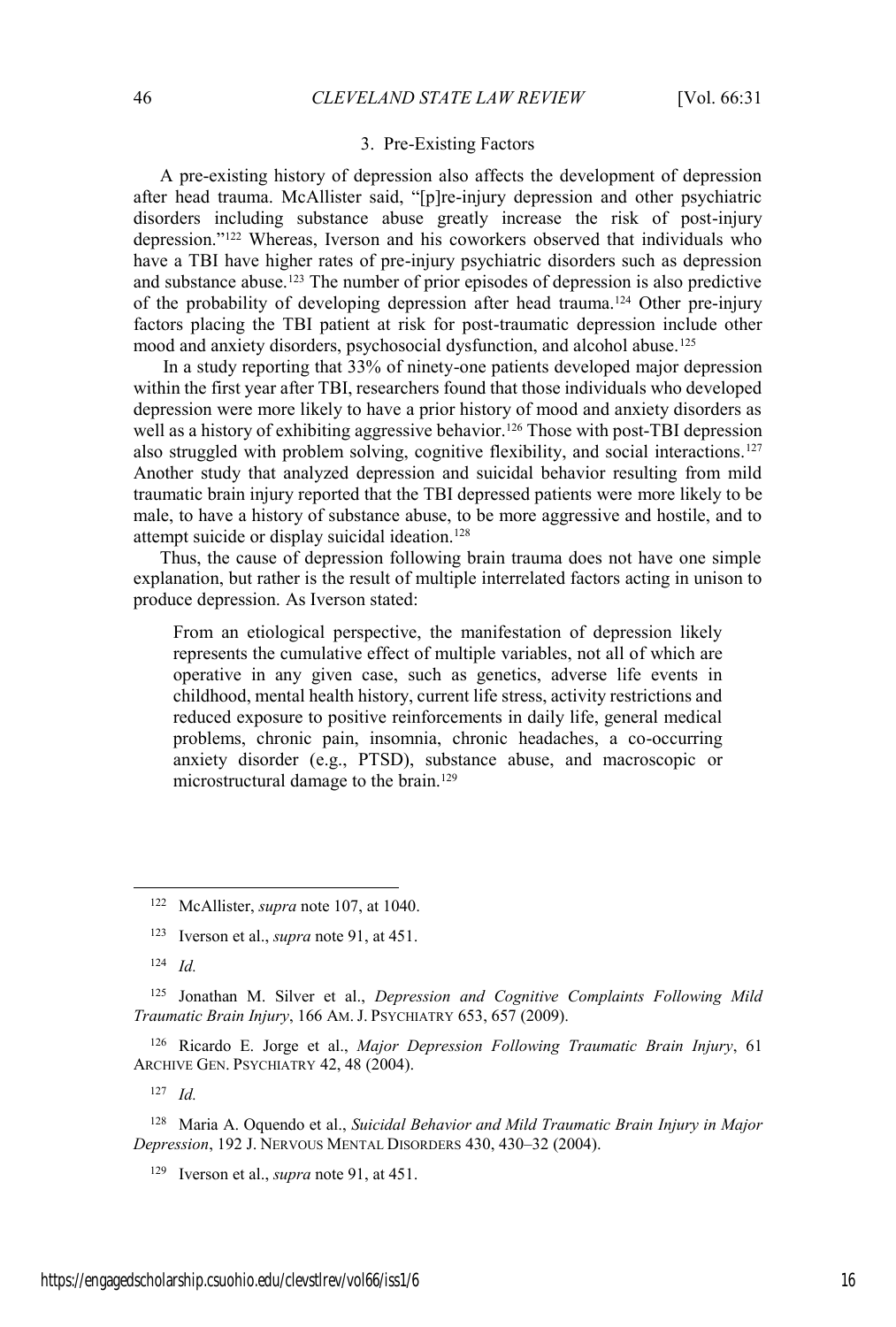### 3. Pre-Existing Factors

A pre-existing history of depression also affects the development of depression after head trauma. McAllister said, "[p]re-injury depression and other psychiatric disorders including substance abuse greatly increase the risk of post-injury depression."[122] Whereas, Iverson and his coworkers observed that individuals who have a TBI have higher rates of pre-injury psychiatric disorders such as depression and substance abuse.[123] The number of prior episodes of depression is also predictive of the probability of developing depression after head trauma.[124] Other pre-injury factors placing the TBI patient at risk for post-traumatic depression include other mood and anxiety disorders, psychosocial dysfunction, and alcohol abuse.[125]

In a study reporting that 33% of ninety-one patients developed major depression within the first year after TBI, researchers found that those individuals who developed depression were more likely to have a prior history of mood and anxiety disorders as well as a history of exhibiting aggressive behavior.[126] Those with post-TBI depression also struggled with problem solving, cognitive flexibility, and social interactions.[127] Another study that analyzed depression and suicidal behavior resulting from mild traumatic brain injury reported that the TBI depressed patients were more likely to be male, to have a history of substance abuse, to be more aggressive and hostile, and to attempt suicide or display suicidal ideation.[128]

Thus, the cause of depression following brain trauma does not have one simple explanation, but rather is the result of multiple interrelated factors acting in unison to produce depression. As Iverson stated:

> From an etiological perspective, the manifestation of depression likely represents the cumulative effect of multiple variables, not all of which are operative in any given case, such as genetics, adverse life events in childhood, mental health history, current life stress, activity restrictions and reduced exposure to positive reinforcements in daily life, general medical problems, chronic pain, insomnia, chronic headaches, a co-occurring anxiety disorder (e.g., PTSD), substance abuse, and macroscopic or microstructural damage to the brain.[129]

---

[122] McAllister, *supra* note 107, at 1040.

[123] Iverson et al., *supra* note 91, at 451.

[124] *Id.*

[125] Jonathan M. Silver et al., *Depression and Cognitive Complaints Following Mild Traumatic Brain Injury*, 166 AM. J. PSYCHIATRY 653, 657 (2009).

[126] Ricardo E. Jorge et al., *Major Depression Following Traumatic Brain Injury*, 61 ARCHIVE GEN. PSYCHIATRY 42, 48 (2004).

[127] *Id.*

[128] Maria A. Oquendo et al., *Suicidal Behavior and Mild Traumatic Brain Injury in Major Depression*, 192 J. NERVOUS MENTAL DISORDERS 430, 430–32 (2004).

[129] Iverson et al., *supra* note 91, at 451.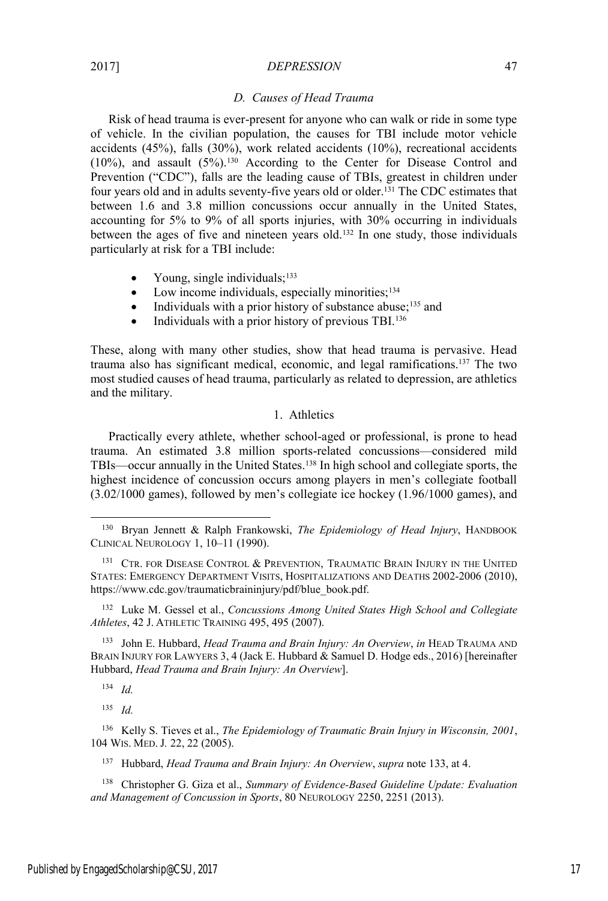### *D. Causes of Head Trauma*

Risk of head trauma is ever-present for anyone who can walk or ride in some type of vehicle. In the civilian population, the causes for TBI include motor vehicle accidents (45%), falls (30%), work related accidents (10%), recreational accidents (10%), and assault (5%).[130] According to the Center for Disease Control and Prevention ("CDC"), falls are the leading cause of TBIs, greatest in children under four years old and in adults seventy-five years old or older.[131] The CDC estimates that between 1.6 and 3.8 million concussions occur annually in the United States, accounting for 5% to 9% of all sports injuries, with 30% occurring in individuals between the ages of five and nineteen years old.[132] In one study, those individuals particularly at risk for a TBI include:

- Young, single individuals;[133]
- Low income individuals, especially minorities;[134]
- Individuals with a prior history of substance abuse;[135] and
- Individuals with a prior history of previous TBI.[136]

These, along with many other studies, show that head trauma is pervasive. Head trauma also has significant medical, economic, and legal ramifications.[137] The two most studied causes of head trauma, particularly as related to depression, are athletics and the military.

#### 1. Athletics

Practically every athlete, whether school-aged or professional, is prone to head trauma. An estimated 3.8 million sports-related concussions—considered mild TBIs—occur annually in the United States.[138] In high school and collegiate sports, the highest incidence of concussion occurs among players in men's collegiate football (3.02/1000 games), followed by men's collegiate ice hockey (1.96/1000 games), and

---

[130] Bryan Jennett & Ralph Frankowski, *The Epidemiology of Head Injury*, HANDBOOK CLINICAL NEUROLOGY 1, 10–11 (1990).

[131] CTR. FOR DISEASE CONTROL & PREVENTION, TRAUMATIC BRAIN INJURY IN THE UNITED STATES: EMERGENCY DEPARTMENT VISITS, HOSPITALIZATIONS AND DEATHS 2002-2006 (2010), https://www.cdc.gov/traumaticbraininjury/pdf/blue_book.pdf.

[132] Luke M. Gessel et al., *Concussions Among United States High School and Collegiate Athletes*, 42 J. ATHLETIC TRAINING 495, 495 (2007).

[133] John E. Hubbard, *Head Trauma and Brain Injury: An Overview*, *in* HEAD TRAUMA AND BRAIN INJURY FOR LAWYERS 3, 4 (Jack E. Hubbard & Samuel D. Hodge eds., 2016) [hereinafter Hubbard, *Head Trauma and Brain Injury: An Overview*].

[134] *Id.*

[135] *Id.*

[136] Kelly S. Tieves et al., *The Epidemiology of Traumatic Brain Injury in Wisconsin, 2001*, 104 WIS. MED. J. 22, 22 (2005).

[137] Hubbard, *Head Trauma and Brain Injury: An Overview*, *supra* note 133, at 4.

[138] Christopher G. Giza et al., *Summary of Evidence-Based Guideline Update: Evaluation and Management of Concussion in Sports*, 80 NEUROLOGY 2250, 2251 (2013).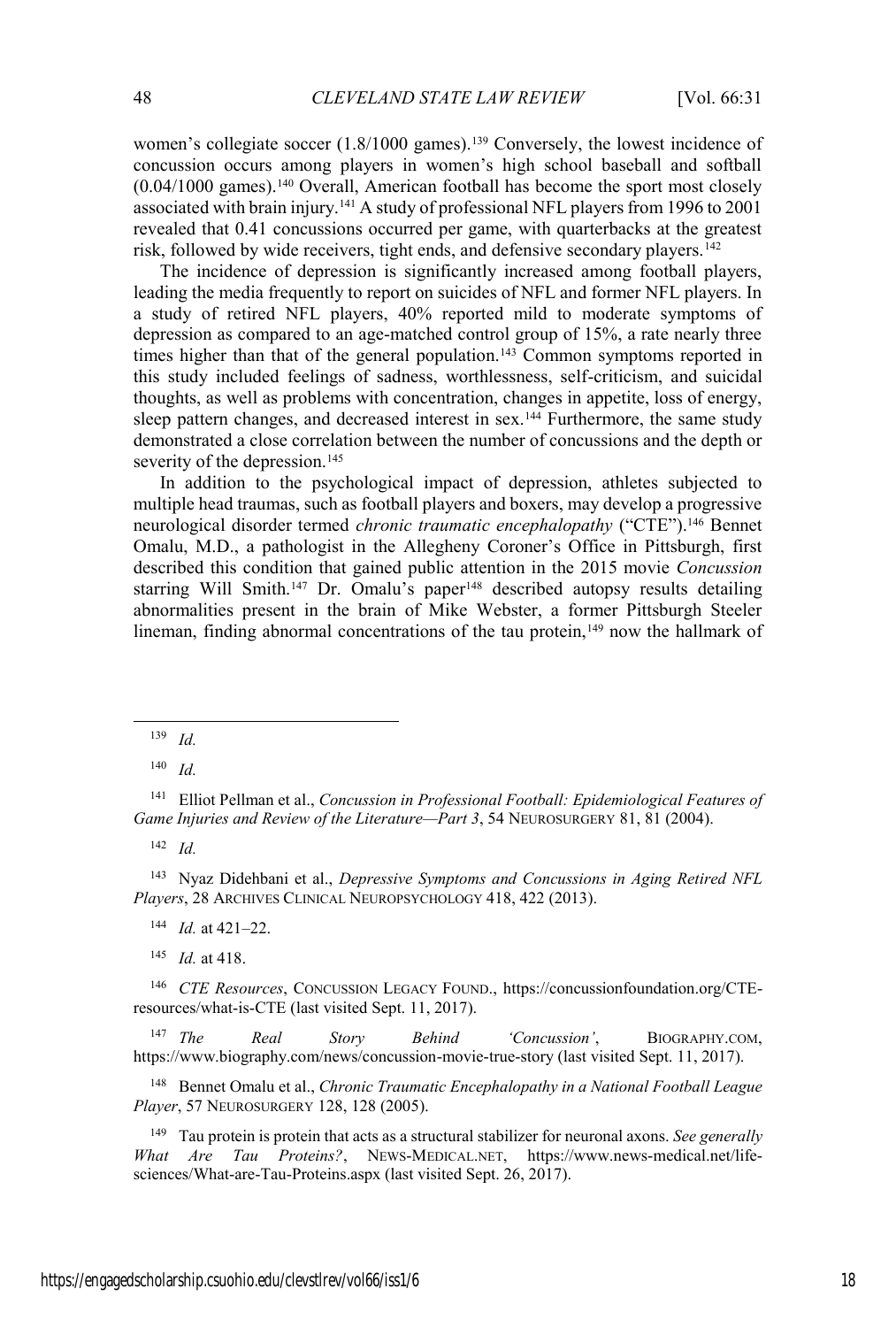women's collegiate soccer (1.8/1000 games).[139] Conversely, the lowest incidence of concussion occurs among players in women's high school baseball and softball (0.04/1000 games).[140] Overall, American football has become the sport most closely associated with brain injury.[141] A study of professional NFL players from 1996 to 2001 revealed that 0.41 concussions occurred per game, with quarterbacks at the greatest risk, followed by wide receivers, tight ends, and defensive secondary players.[142]

The incidence of depression is significantly increased among football players, leading the media frequently to report on suicides of NFL and former NFL players. In a study of retired NFL players, 40% reported mild to moderate symptoms of depression as compared to an age-matched control group of 15%, a rate nearly three times higher than that of the general population.[143] Common symptoms reported in this study included feelings of sadness, worthlessness, self-criticism, and suicidal thoughts, as well as problems with concentration, changes in appetite, loss of energy, sleep pattern changes, and decreased interest in sex.[144] Furthermore, the same study demonstrated a close correlation between the number of concussions and the depth or severity of the depression.[145]

In addition to the psychological impact of depression, athletes subjected to multiple head traumas, such as football players and boxers, may develop a progressive neurological disorder termed *chronic traumatic encephalopathy* ("CTE").[146] Bennet Omalu, M.D., a pathologist in the Allegheny Coroner's Office in Pittsburgh, first described this condition that gained public attention in the 2015 movie *Concussion* starring Will Smith.[147] Dr. Omalu's paper[148] described autopsy results detailing abnormalities present in the brain of Mike Webster, a former Pittsburgh Steeler lineman, finding abnormal concentrations of the tau protein,[149] now the hallmark of

---

[139] *Id.*

[140] *Id.*

[141] Elliot Pellman et al., *Concussion in Professional Football: Epidemiological Features of Game Injuries and Review of the Literature—Part 3*, 54 NEUROSURGERY 81, 81 (2004).

[142] *Id.*

[143] Nyaz Didehbani et al., *Depressive Symptoms and Concussions in Aging Retired NFL Players*, 28 ARCHIVES CLINICAL NEUROPSYCHOLOGY 418, 422 (2013).

[144] *Id.* at 421–22.

[145] *Id.* at 418.

[146] *CTE Resources*, CONCUSSION LEGACY FOUND., https://concussionfoundation.org/CTE-resources/what-is-CTE (last visited Sept. 11, 2017).

[147] *The Real Story Behind 'Concussion'*, BIOGRAPHY.COM, https://www.biography.com/news/concussion-movie-true-story (last visited Sept. 11, 2017).

[148] Bennet Omalu et al., *Chronic Traumatic Encephalopathy in a National Football League Player*, 57 NEUROSURGERY 128, 128 (2005).

[149] Tau protein is protein that acts as a structural stabilizer for neuronal axons. *See generally What Are Tau Proteins?*, NEWS-MEDICAL.NET, https://www.news-medical.net/life-sciences/What-are-Tau-Proteins.aspx (last visited Sept. 26, 2017).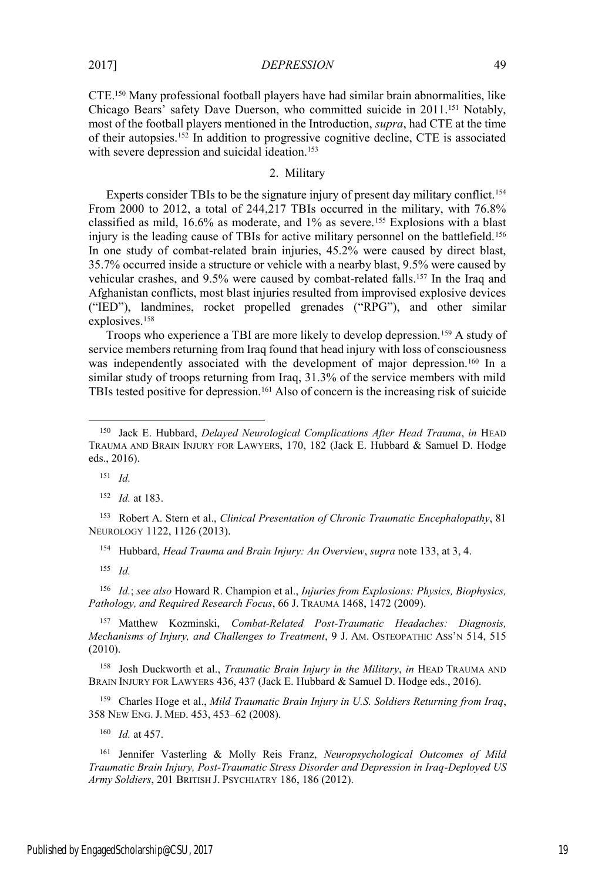CTE.[150] Many professional football players have had similar brain abnormalities, like Chicago Bears' safety Dave Duerson, who committed suicide in 2011.[151] Notably, most of the football players mentioned in the Introduction, *supra*, had CTE at the time of their autopsies.[152] In addition to progressive cognitive decline, CTE is associated with severe depression and suicidal ideation.[153]

### 2. Military

Experts consider TBIs to be the signature injury of present day military conflict.[154] From 2000 to 2012, a total of 244,217 TBIs occurred in the military, with 76.8% classified as mild, 16.6% as moderate, and 1% as severe.[155] Explosions with a blast injury is the leading cause of TBIs for active military personnel on the battlefield.[156] In one study of combat-related brain injuries, 45.2% were caused by direct blast, 35.7% occurred inside a structure or vehicle with a nearby blast, 9.5% were caused by vehicular crashes, and 9.5% were caused by combat-related falls.[157] In the Iraq and Afghanistan conflicts, most blast injuries resulted from improvised explosive devices ("IED"), landmines, rocket propelled grenades ("RPG"), and other similar explosives.[158]

Troops who experience a TBI are more likely to develop depression.[159] A study of service members returning from Iraq found that head injury with loss of consciousness was independently associated with the development of major depression.[160] In a similar study of troops returning from Iraq, 31.3% of the service members with mild TBIs tested positive for depression.[161] Also of concern is the increasing risk of suicide

---

[150] Jack E. Hubbard, *Delayed Neurological Complications After Head Trauma*, *in* HEAD TRAUMA AND BRAIN INJURY FOR LAWYERS, 170, 182 (Jack E. Hubbard & Samuel D. Hodge eds., 2016).

[151] *Id.*

[152] *Id.* at 183.

[153] Robert A. Stern et al., *Clinical Presentation of Chronic Traumatic Encephalopathy*, 81 NEUROLOGY 1122, 1126 (2013).

[154] Hubbard, *Head Trauma and Brain Injury: An Overview*, *supra* note 133, at 3, 4.

[155] *Id.*

[156] *Id.*; *see also* Howard R. Champion et al., *Injuries from Explosions: Physics, Biophysics, Pathology, and Required Research Focus*, 66 J. TRAUMA 1468, 1472 (2009).

[157] Matthew Kozminski, *Combat-Related Post-Traumatic Headaches: Diagnosis, Mechanisms of Injury, and Challenges to Treatment*, 9 J. AM. OSTEOPATHIC ASS'N 514, 515 (2010).

[158] Josh Duckworth et al., *Traumatic Brain Injury in the Military*, *in* HEAD TRAUMA AND BRAIN INJURY FOR LAWYERS 436, 437 (Jack E. Hubbard & Samuel D. Hodge eds., 2016).

[159] Charles Hoge et al., *Mild Traumatic Brain Injury in U.S. Soldiers Returning from Iraq*, 358 NEW ENG. J. MED. 453, 453–62 (2008).

[160] *Id.* at 457.

[161] Jennifer Vasterling & Molly Reis Franz, *Neuropsychological Outcomes of Mild Traumatic Brain Injury, Post-Traumatic Stress Disorder and Depression in Iraq-Deployed US Army Soldiers*, 201 BRITISH J. PSYCHIATRY 186, 186 (2012).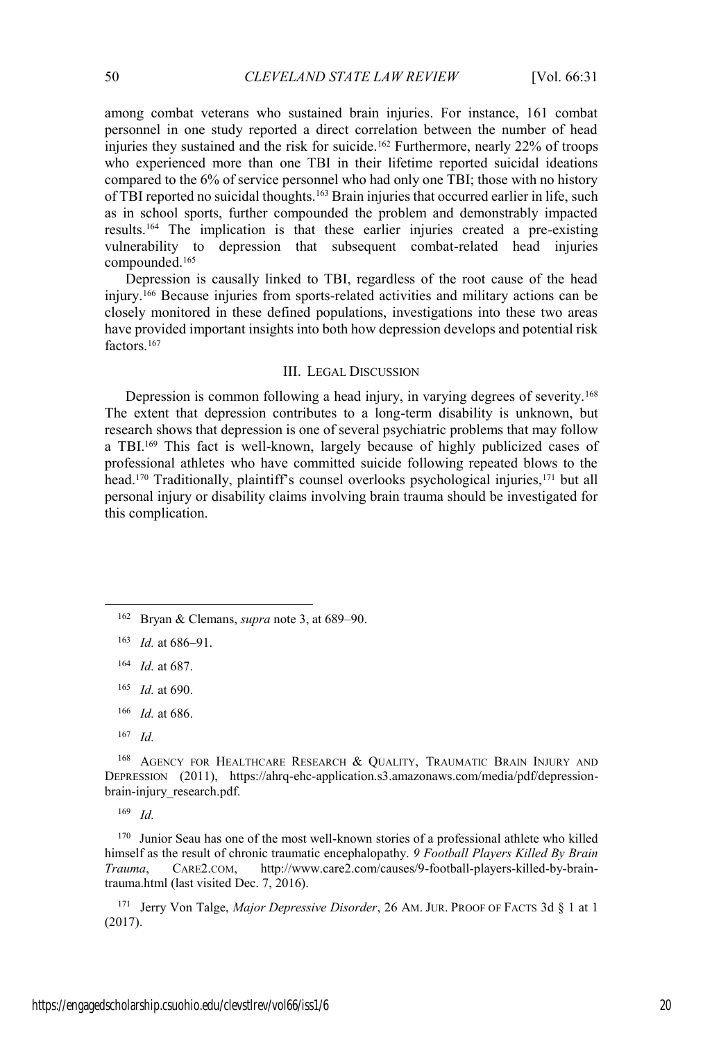among combat veterans who sustained brain injuries. For instance, 161 combat personnel in one study reported a direct correlation between the number of head injuries they sustained and the risk for suicide.[162] Furthermore, nearly 22% of troops who experienced more than one TBI in their lifetime reported suicidal ideations compared to the 6% of service personnel who had only one TBI; those with no history of TBI reported no suicidal thoughts.[163] Brain injuries that occurred earlier in life, such as in school sports, further compounded the problem and demonstrably impacted results.[164] The implication is that these earlier injuries created a pre-existing vulnerability to depression that subsequent combat-related head injuries compounded.[165]

Depression is causally linked to TBI, regardless of the root cause of the head injury.[166] Because injuries from sports-related activities and military actions can be closely monitored in these defined populations, investigations into these two areas have provided important insights into both how depression develops and potential risk factors.[167]

## III. Legal Discussion

Depression is common following a head injury, in varying degrees of severity.[168] The extent that depression contributes to a long-term disability is unknown, but research shows that depression is one of several psychiatric problems that may follow a TBI.[169] This fact is well-known, largely because of highly publicized cases of professional athletes who have committed suicide following repeated blows to the head.[170] Traditionally, plaintiff's counsel overlooks psychological injuries,[171] but all personal injury or disability claims involving brain trauma should be investigated for this complication.

---

[162] Bryan & Clemans, *supra* note 3, at 689–90.

[163] *Id.* at 686–91.

[164] *Id.* at 687.

[165] *Id.* at 690.

[166] *Id.* at 686.

[167] *Id.*

[168] Agency for Healthcare Research & Quality, Traumatic Brain Injury and Depression (2011), https://ahrq-ehc-application.s3.amazonaws.com/media/pdf/depression-brain-injury_research.pdf.

[169] *Id.*

[170] Junior Seau has one of the most well-known stories of a professional athlete who killed himself as the result of chronic traumatic encephalopathy. *9 Football Players Killed By Brain Trauma*, Care2.com, http://www.care2.com/causes/9-football-players-killed-by-brain-trauma.html (last visited Dec. 7, 2016).

[171] Jerry Von Talge, *Major Depressive Disorder*, 26 Am. Jur. Proof of Facts 3d § 1 at 1 (2017).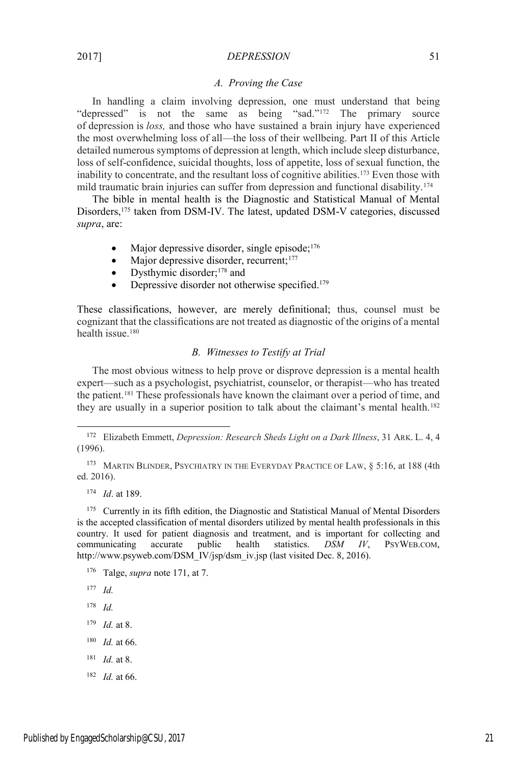### A. Proving the Case

In handling a claim involving depression, one must understand that being "depressed" is not the same as being "sad."[172] The primary source of depression is *loss,* and those who have sustained a brain injury have experienced the most overwhelming loss of all—the loss of their wellbeing. Part II of this Article detailed numerous symptoms of depression at length, which include sleep disturbance, loss of self-confidence, suicidal thoughts, loss of appetite, loss of sexual function, the inability to concentrate, and the resultant loss of cognitive abilities.[173] Even those with mild traumatic brain injuries can suffer from depression and functional disability.[174]

The bible in mental health is the Diagnostic and Statistical Manual of Mental Disorders,[175] taken from DSM-IV. The latest, updated DSM-V categories, discussed *supra*, are:

- Major depressive disorder, single episode;[176]
- Major depressive disorder, recurrent;[177]
- Dysthymic disorder;[178] and
- Depressive disorder not otherwise specified.[179]

These classifications, however, are merely definitional; thus, counsel must be cognizant that the classifications are not treated as diagnostic of the origins of a mental health issue.[180]

### B. Witnesses to Testify at Trial

The most obvious witness to help prove or disprove depression is a mental health expert—such as a psychologist, psychiatrist, counselor, or therapist—who has treated the patient.[181] These professionals have known the claimant over a period of time, and they are usually in a superior position to talk about the claimant's mental health.[182]

---

[172] Elizabeth Emmett, *Depression: Research Sheds Light on a Dark Illness*, 31 ARK. L. 4, 4 (1996).

[173] MARTIN BLINDER, PSYCHIATRY IN THE EVERYDAY PRACTICE OF LAW, § 5:16, at 188 (4th ed. 2016).

[174] *Id*. at 189.

[175] Currently in its fifth edition, the Diagnostic and Statistical Manual of Mental Disorders is the accepted classification of mental disorders utilized by mental health professionals in this country. It used for patient diagnosis and treatment, and is important for collecting and communicating accurate public health statistics. *DSM IV*, PSYWEB.COM, http://www.psyweb.com/DSM_IV/jsp/dsm_iv.jsp (last visited Dec. 8, 2016).

[176] Talge, *supra* note 171, at 7.

[177] *Id.*

[178] *Id.*

[179] *Id.* at 8.

[180] *Id.* at 66.

[181] *Id.* at 8.

[182] *Id.* at 66.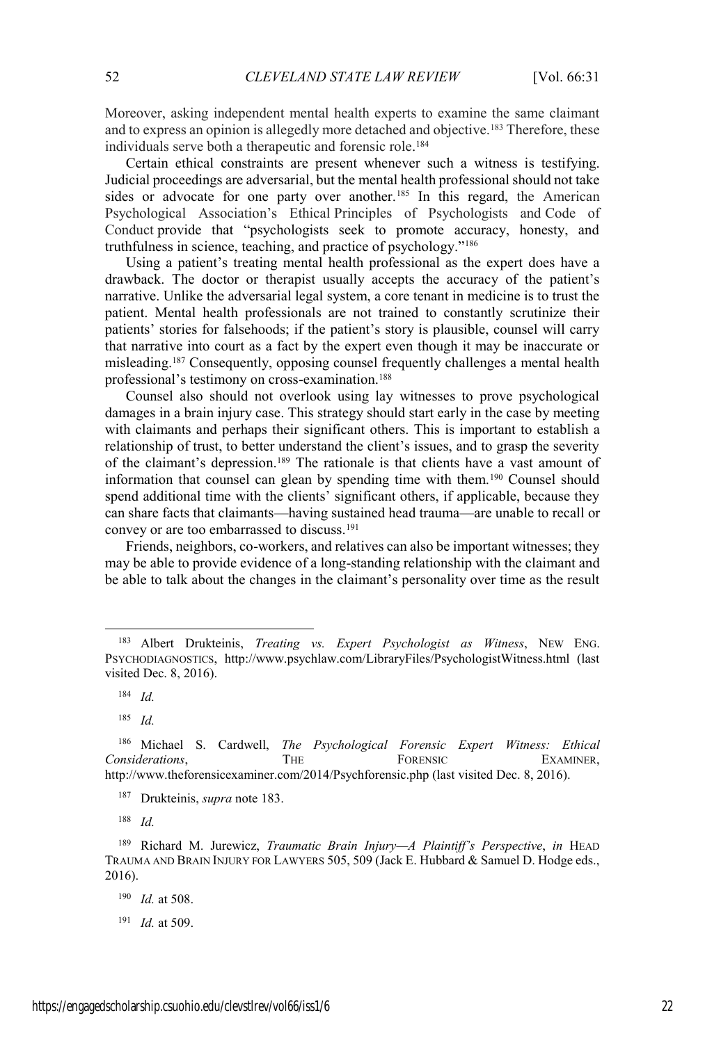Moreover, asking independent mental health experts to examine the same claimant and to express an opinion is allegedly more detached and objective.[183] Therefore, these individuals serve both a therapeutic and forensic role.[184]

Certain ethical constraints are present whenever such a witness is testifying. Judicial proceedings are adversarial, but the mental health professional should not take sides or advocate for one party over another.[185] In this regard, the American Psychological Association's Ethical Principles of Psychologists and Code of Conduct provide that "psychologists seek to promote accuracy, honesty, and truthfulness in science, teaching, and practice of psychology."[186]

Using a patient's treating mental health professional as the expert does have a drawback. The doctor or therapist usually accepts the accuracy of the patient's narrative. Unlike the adversarial legal system, a core tenant in medicine is to trust the patient. Mental health professionals are not trained to constantly scrutinize their patients' stories for falsehoods; if the patient's story is plausible, counsel will carry that narrative into court as a fact by the expert even though it may be inaccurate or misleading.[187] Consequently, opposing counsel frequently challenges a mental health professional's testimony on cross-examination.[188]

Counsel also should not overlook using lay witnesses to prove psychological damages in a brain injury case. This strategy should start early in the case by meeting with claimants and perhaps their significant others. This is important to establish a relationship of trust, to better understand the client's issues, and to grasp the severity of the claimant's depression.[189] The rationale is that clients have a vast amount of information that counsel can glean by spending time with them.[190] Counsel should spend additional time with the clients' significant others, if applicable, because they can share facts that claimants—having sustained head trauma—are unable to recall or convey or are too embarrassed to discuss.[191]

Friends, neighbors, co-workers, and relatives can also be important witnesses; they may be able to provide evidence of a long-standing relationship with the claimant and be able to talk about the changes in the claimant's personality over time as the result

---

[183] Albert Drukteinis, *Treating vs. Expert Psychologist as Witness*, NEW ENG. PSYCHODIAGNOSTICS, http://www.psychlaw.com/LibraryFiles/PsychologistWitness.html (last visited Dec. 8, 2016).

[184] *Id.*

[185] *Id.*

[186] Michael S. Cardwell, *The Psychological Forensic Expert Witness: Ethical Considerations*, THE FORENSIC EXAMINER, http://www.theforensicexaminer.com/2014/Psychforensic.php (last visited Dec. 8, 2016).

[187] Drukteinis, *supra* note 183.

[188] *Id.*

[189] Richard M. Jurewicz, *Traumatic Brain Injury—A Plaintiff's Perspective*, *in* HEAD TRAUMA AND BRAIN INJURY FOR LAWYERS 505, 509 (Jack E. Hubbard & Samuel D. Hodge eds., 2016).

[190] *Id.* at 508.

[191] *Id.* at 509.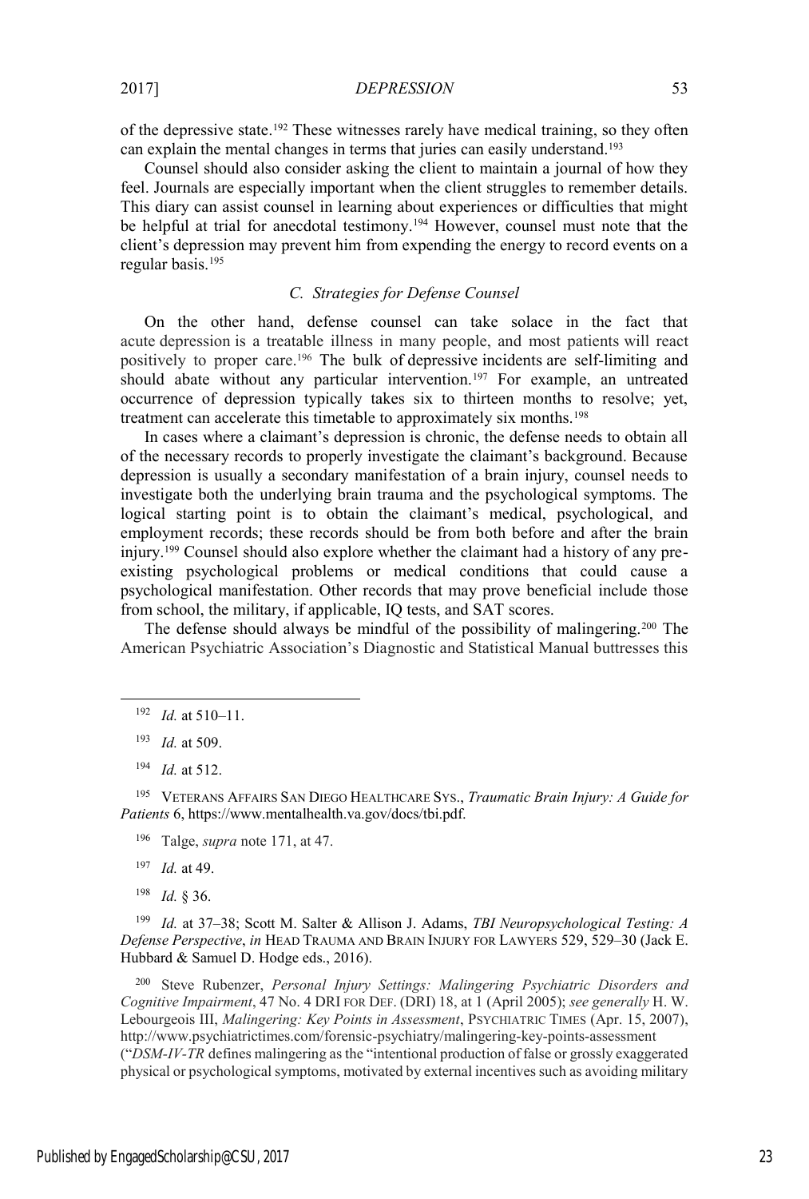of the depressive state.[192] These witnesses rarely have medical training, so they often can explain the mental changes in terms that juries can easily understand.[193]

Counsel should also consider asking the client to maintain a journal of how they feel. Journals are especially important when the client struggles to remember details. This diary can assist counsel in learning about experiences or difficulties that might be helpful at trial for anecdotal testimony.[194] However, counsel must note that the client's depression may prevent him from expending the energy to record events on a regular basis.[195]

### *C. Strategies for Defense Counsel*

On the other hand, defense counsel can take solace in the fact that acute depression is a treatable illness in many people, and most patients will react positively to proper care.[196] The bulk of depressive incidents are self-limiting and should abate without any particular intervention.[197] For example, an untreated occurrence of depression typically takes six to thirteen months to resolve; yet, treatment can accelerate this timetable to approximately six months.[198]

In cases where a claimant's depression is chronic, the defense needs to obtain all of the necessary records to properly investigate the claimant's background. Because depression is usually a secondary manifestation of a brain injury, counsel needs to investigate both the underlying brain trauma and the psychological symptoms. The logical starting point is to obtain the claimant's medical, psychological, and employment records; these records should be from both before and after the brain injury.[199] Counsel should also explore whether the claimant had a history of any pre-existing psychological problems or medical conditions that could cause a psychological manifestation. Other records that may prove beneficial include those from school, the military, if applicable, IQ tests, and SAT scores.

The defense should always be mindful of the possibility of malingering.[200] The American Psychiatric Association's Diagnostic and Statistical Manual buttresses this

---

[192] *Id.* at 510–11.

[193] *Id.* at 509.

[194] *Id.* at 512.

[195] VETERANS AFFAIRS SAN DIEGO HEALTHCARE SYS., *Traumatic Brain Injury: A Guide for Patients* 6, https://www.mentalhealth.va.gov/docs/tbi.pdf.

[196] Talge, *supra* note 171, at 47.

[197] *Id.* at 49.

[198] *Id.* § 36.

[199] *Id.* at 37–38; Scott M. Salter & Allison J. Adams, *TBI Neuropsychological Testing: A Defense Perspective*, *in* HEAD TRAUMA AND BRAIN INJURY FOR LAWYERS 529, 529–30 (Jack E. Hubbard & Samuel D. Hodge eds., 2016).

[200] Steve Rubenzer, *Personal Injury Settings: Malingering Psychiatric Disorders and Cognitive Impairment*, 47 No. 4 DRI FOR DEF. (DRI) 18, at 1 (April 2005); *see generally* H. W. Lebourgeois III, *Malingering: Key Points in Assessment*, PSYCHIATRIC TIMES (Apr. 15, 2007), http://www.psychiatrictimes.com/forensic-psychiatry/malingering-key-points-assessment ("*DSM-IV-TR* defines malingering as the "intentional production of false or grossly exaggerated physical or psychological symptoms, motivated by external incentives such as avoiding military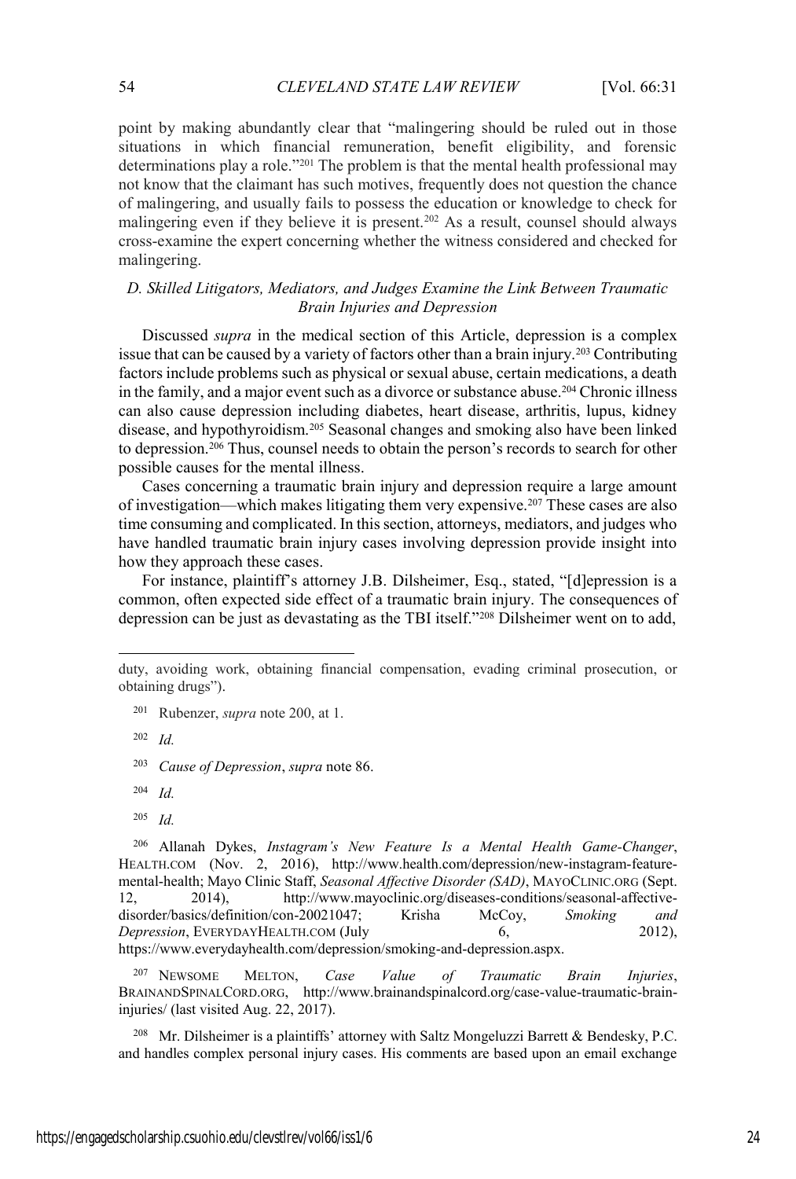point by making abundantly clear that "malingering should be ruled out in those situations in which financial remuneration, benefit eligibility, and forensic determinations play a role."[201] The problem is that the mental health professional may not know that the claimant has such motives, frequently does not question the chance of malingering, and usually fails to possess the education or knowledge to check for malingering even if they believe it is present.[202] As a result, counsel should always cross-examine the expert concerning whether the witness considered and checked for malingering.

### *D. Skilled Litigators, Mediators, and Judges Examine the Link Between Traumatic Brain Injuries and Depression*

Discussed *supra* in the medical section of this Article, depression is a complex issue that can be caused by a variety of factors other than a brain injury.[203] Contributing factors include problems such as physical or sexual abuse, certain medications, a death in the family, and a major event such as a divorce or substance abuse.[204] Chronic illness can also cause depression including diabetes, heart disease, arthritis, lupus, kidney disease, and hypothyroidism.[205] Seasonal changes and smoking also have been linked to depression.[206] Thus, counsel needs to obtain the person's records to search for other possible causes for the mental illness.

Cases concerning a traumatic brain injury and depression require a large amount of investigation—which makes litigating them very expensive.[207] These cases are also time consuming and complicated. In this section, attorneys, mediators, and judges who have handled traumatic brain injury cases involving depression provide insight into how they approach these cases.

For instance, plaintiff's attorney J.B. Dilsheimer, Esq., stated, "[d]epression is a common, often expected side effect of a traumatic brain injury. The consequences of depression can be just as devastating as the TBI itself."[208] Dilsheimer went on to add,

---

duty, avoiding work, obtaining financial compensation, evading criminal prosecution, or obtaining drugs").

[201] Rubenzer, *supra* note 200, at 1.

[202] *Id.*

[203] *Cause of Depression*, *supra* note 86.

[204] *Id.*

[205] *Id.*

[206] Allanah Dykes, *Instagram's New Feature Is a Mental Health Game-Changer*, HEALTH.COM (Nov. 2, 2016), http://www.health.com/depression/new-instagram-feature-mental-health; Mayo Clinic Staff, *Seasonal Affective Disorder (SAD)*, MAYOCLINIC.ORG (Sept. 12, 2014), http://www.mayoclinic.org/diseases-conditions/seasonal-affective-disorder/basics/definition/con-20021047; Krisha McCoy, *Smoking and Depression*, EVERYDAYHEALTH.COM (July 6, 2012), https://www.everydayhealth.com/depression/smoking-and-depression.aspx.

[207] NEWSOME MELTON, *Case Value of Traumatic Brain Injuries*, BRAINANDSPINALCORD.ORG, http://www.brainandspinalcord.org/case-value-traumatic-brain-injuries/ (last visited Aug. 22, 2017).

[208] Mr. Dilsheimer is a plaintiffs' attorney with Saltz Mongeluzzi Barrett & Bendesky, P.C. and handles complex personal injury cases. His comments are based upon an email exchange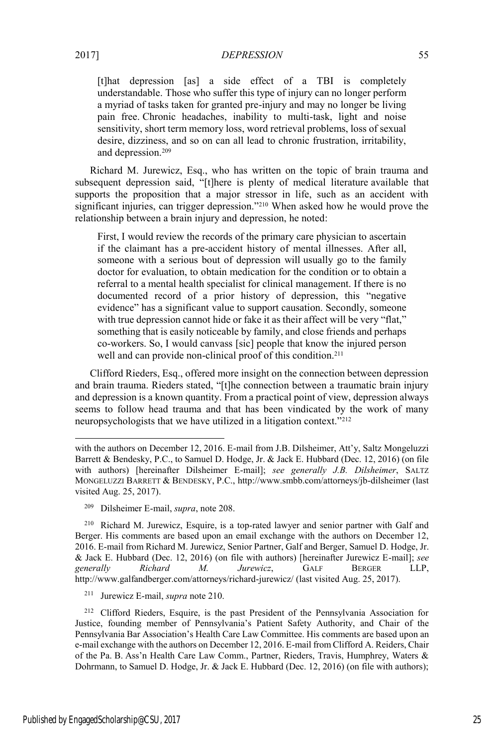> [t]hat depression [as] a side effect of a TBI is completely understandable. Those who suffer this type of injury can no longer perform a myriad of tasks taken for granted pre-injury and may no longer be living pain free. Chronic headaches, inability to multi-task, light and noise sensitivity, short term memory loss, word retrieval problems, loss of sexual desire, dizziness, and so on can all lead to chronic frustration, irritability, and depression.[209]

Richard M. Jurewicz, Esq., who has written on the topic of brain trauma and subsequent depression said, "[t]here is plenty of medical literature available that supports the proposition that a major stressor in life, such as an accident with significant injuries, can trigger depression."[210] When asked how he would prove the relationship between a brain injury and depression, he noted:

> First, I would review the records of the primary care physician to ascertain if the claimant has a pre-accident history of mental illnesses. After all, someone with a serious bout of depression will usually go to the family doctor for evaluation, to obtain medication for the condition or to obtain a referral to a mental health specialist for clinical management. If there is no documented record of a prior history of depression, this "negative evidence" has a significant value to support causation. Secondly, someone with true depression cannot hide or fake it as their affect will be very "flat," something that is easily noticeable by family, and close friends and perhaps co-workers. So, I would canvass [sic] people that know the injured person well and can provide non-clinical proof of this condition.[211]

Clifford Rieders, Esq., offered more insight on the connection between depression and brain trauma. Rieders stated, "[t]he connection between a traumatic brain injury and depression is a known quantity. From a practical point of view, depression always seems to follow head trauma and that has been vindicated by the work of many neuropsychologists that we have utilized in a litigation context."[212]

---

with the authors on December 12, 2016. E-mail from J.B. Dilsheimer, Att'y, Saltz Mongeluzzi Barrett & Bendesky, P.C., to Samuel D. Hodge, Jr. & Jack E. Hubbard (Dec. 12, 2016) (on file with authors) [hereinafter Dilsheimer E-mail]; *see generally J.B. Dilsheimer*, SALTZ MONGELUZZI BARRETT & BENDESKY, P.C., http://www.smbb.com/attorneys/jb-dilsheimer (last visited Aug. 25, 2017).

[209] Dilsheimer E-mail, *supra*, note 208.

[210] Richard M. Jurewicz, Esquire, is a top-rated lawyer and senior partner with Galf and Berger. His comments are based upon an email exchange with the authors on December 12, 2016. E-mail from Richard M. Jurewicz, Senior Partner, Galf and Berger, Samuel D. Hodge, Jr. & Jack E. Hubbard (Dec. 12, 2016) (on file with authors) [hereinafter Jurewicz E-mail]; *see generally Richard M. Jurewicz*, GALF BERGER LLP, http://www.galfandberger.com/attorneys/richard-jurewicz/ (last visited Aug. 25, 2017).

[211] Jurewicz E-mail, *supra* note 210.

[212] Clifford Rieders, Esquire, is the past President of the Pennsylvania Association for Justice, founding member of Pennsylvania's Patient Safety Authority, and Chair of the Pennsylvania Bar Association's Health Care Law Committee. His comments are based upon an e-mail exchange with the authors on December 12, 2016. E-mail from Clifford A. Reiders, Chair of the Pa. B. Ass'n Health Care Law Comm., Partner, Rieders, Travis, Humphrey, Waters & Dohrmann, to Samuel D. Hodge, Jr. & Jack E. Hubbard (Dec. 12, 2016) (on file with authors);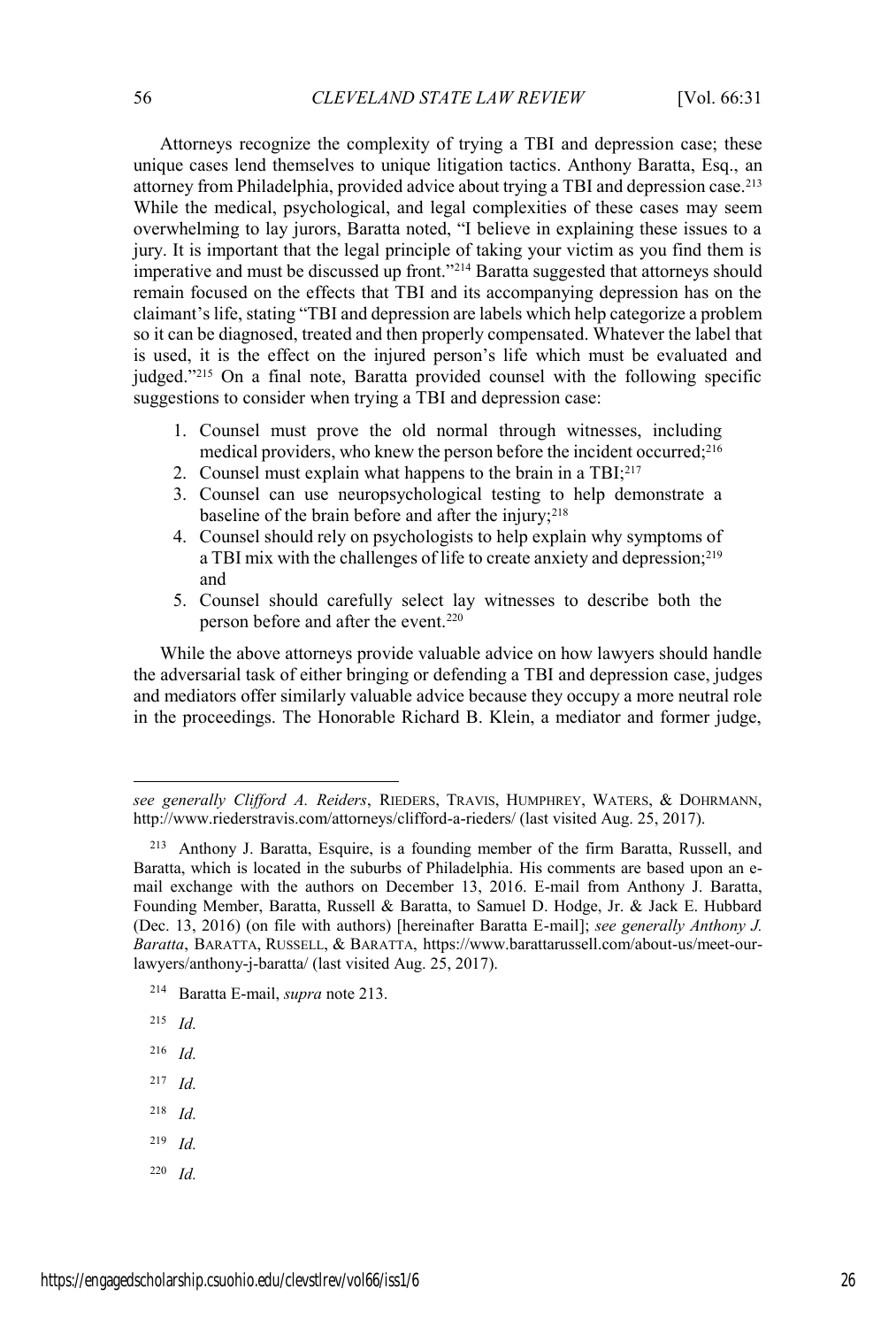Attorneys recognize the complexity of trying a TBI and depression case; these unique cases lend themselves to unique litigation tactics. Anthony Baratta, Esq., an attorney from Philadelphia, provided advice about trying a TBI and depression case.[213] While the medical, psychological, and legal complexities of these cases may seem overwhelming to lay jurors, Baratta noted, "I believe in explaining these issues to a jury. It is important that the legal principle of taking your victim as you find them is imperative and must be discussed up front."[214] Baratta suggested that attorneys should remain focused on the effects that TBI and its accompanying depression has on the claimant's life, stating "TBI and depression are labels which help categorize a problem so it can be diagnosed, treated and then properly compensated. Whatever the label that is used, it is the effect on the injured person's life which must be evaluated and judged."[215] On a final note, Baratta provided counsel with the following specific suggestions to consider when trying a TBI and depression case:

1. Counsel must prove the old normal through witnesses, including medical providers, who knew the person before the incident occurred;[216]
2. Counsel must explain what happens to the brain in a TBI;[217]
3. Counsel can use neuropsychological testing to help demonstrate a baseline of the brain before and after the injury;[218]
4. Counsel should rely on psychologists to help explain why symptoms of a TBI mix with the challenges of life to create anxiety and depression;[219] and
5. Counsel should carefully select lay witnesses to describe both the person before and after the event.[220]

While the above attorneys provide valuable advice on how lawyers should handle the adversarial task of either bringing or defending a TBI and depression case, judges and mediators offer similarly valuable advice because they occupy a more neutral role in the proceedings. The Honorable Richard B. Klein, a mediator and former judge,

---

*see generally Clifford A. Reiders*, RIEDERS, TRAVIS, HUMPHREY, WATERS, & DOHRMANN, http://www.riederstravis.com/attorneys/clifford-a-rieders/ (last visited Aug. 25, 2017).

[213] Anthony J. Baratta, Esquire, is a founding member of the firm Baratta, Russell, and Baratta, which is located in the suburbs of Philadelphia. His comments are based upon an e-mail exchange with the authors on December 13, 2016. E-mail from Anthony J. Baratta, Founding Member, Baratta, Russell & Baratta, to Samuel D. Hodge, Jr. & Jack E. Hubbard (Dec. 13, 2016) (on file with authors) [hereinafter Baratta E-mail]; *see generally Anthony J. Baratta*, BARATTA, RUSSELL, & BARATTA, https://www.barattarussell.com/about-us/meet-our-lawyers/anthony-j-baratta/ (last visited Aug. 25, 2017).

[214] Baratta E-mail, *supra* note 213.

[215] *Id.*

[216] *Id.*

[217] *Id.*

[218] *Id.*

[219] *Id.*

[220] *Id.*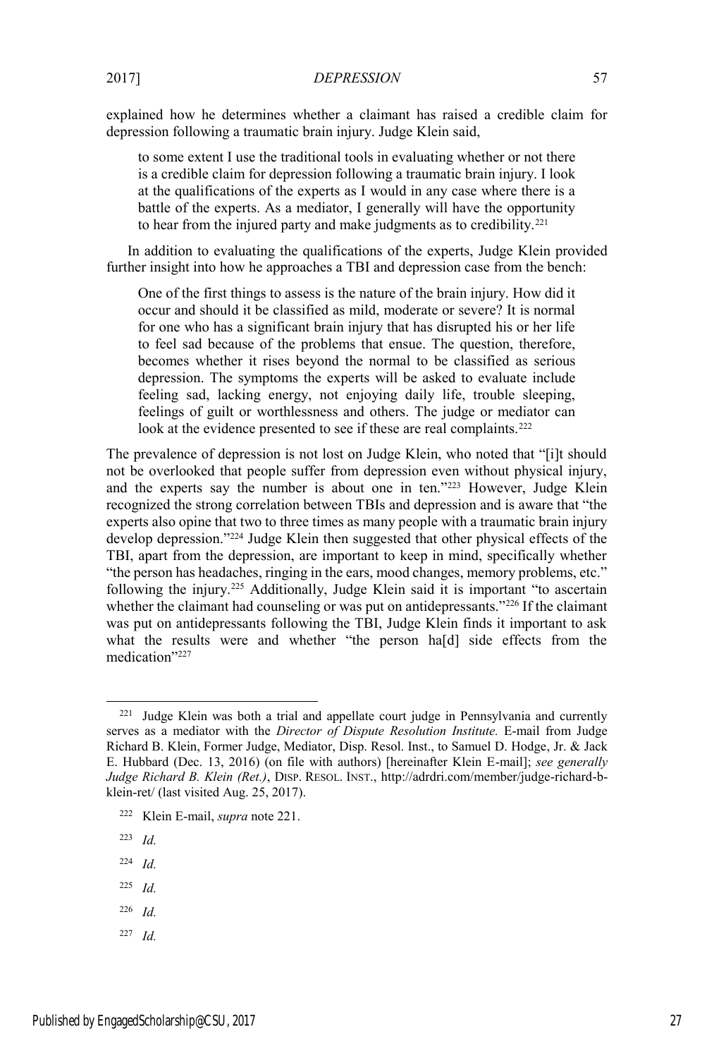explained how he determines whether a claimant has raised a credible claim for depression following a traumatic brain injury. Judge Klein said,

> to some extent I use the traditional tools in evaluating whether or not there is a credible claim for depression following a traumatic brain injury. I look at the qualifications of the experts as I would in any case where there is a battle of the experts. As a mediator, I generally will have the opportunity to hear from the injured party and make judgments as to credibility.[221]

In addition to evaluating the qualifications of the experts, Judge Klein provided further insight into how he approaches a TBI and depression case from the bench:

> One of the first things to assess is the nature of the brain injury. How did it occur and should it be classified as mild, moderate or severe? It is normal for one who has a significant brain injury that has disrupted his or her life to feel sad because of the problems that ensue. The question, therefore, becomes whether it rises beyond the normal to be classified as serious depression. The symptoms the experts will be asked to evaluate include feeling sad, lacking energy, not enjoying daily life, trouble sleeping, feelings of guilt or worthlessness and others. The judge or mediator can look at the evidence presented to see if these are real complaints.[222]

The prevalence of depression is not lost on Judge Klein, who noted that "[i]t should not be overlooked that people suffer from depression even without physical injury, and the experts say the number is about one in ten."[223] However, Judge Klein recognized the strong correlation between TBIs and depression and is aware that "the experts also opine that two to three times as many people with a traumatic brain injury develop depression."[224] Judge Klein then suggested that other physical effects of the TBI, apart from the depression, are important to keep in mind, specifically whether "the person has headaches, ringing in the ears, mood changes, memory problems, etc." following the injury.[225] Additionally, Judge Klein said it is important "to ascertain whether the claimant had counseling or was put on antidepressants."[226] If the claimant was put on antidepressants following the TBI, Judge Klein finds it important to ask what the results were and whether "the person ha[d] side effects from the medication"[227]

---

[221] Judge Klein was both a trial and appellate court judge in Pennsylvania and currently serves as a mediator with the *Director of Dispute Resolution Institute.* E-mail from Judge Richard B. Klein, Former Judge, Mediator, Disp. Resol. Inst., to Samuel D. Hodge, Jr. & Jack E. Hubbard (Dec. 13, 2016) (on file with authors) [hereinafter Klein E-mail]; *see generally Judge Richard B. Klein (Ret.)*, DISP. RESOL. INST., http://adrdri.com/member/judge-richard-b-klein-ret/ (last visited Aug. 25, 2017).

[222] Klein E-mail, *supra* note 221.

[223] *Id.*

[224] *Id.*

[225] *Id.*

[226] *Id.*

[227] *Id.*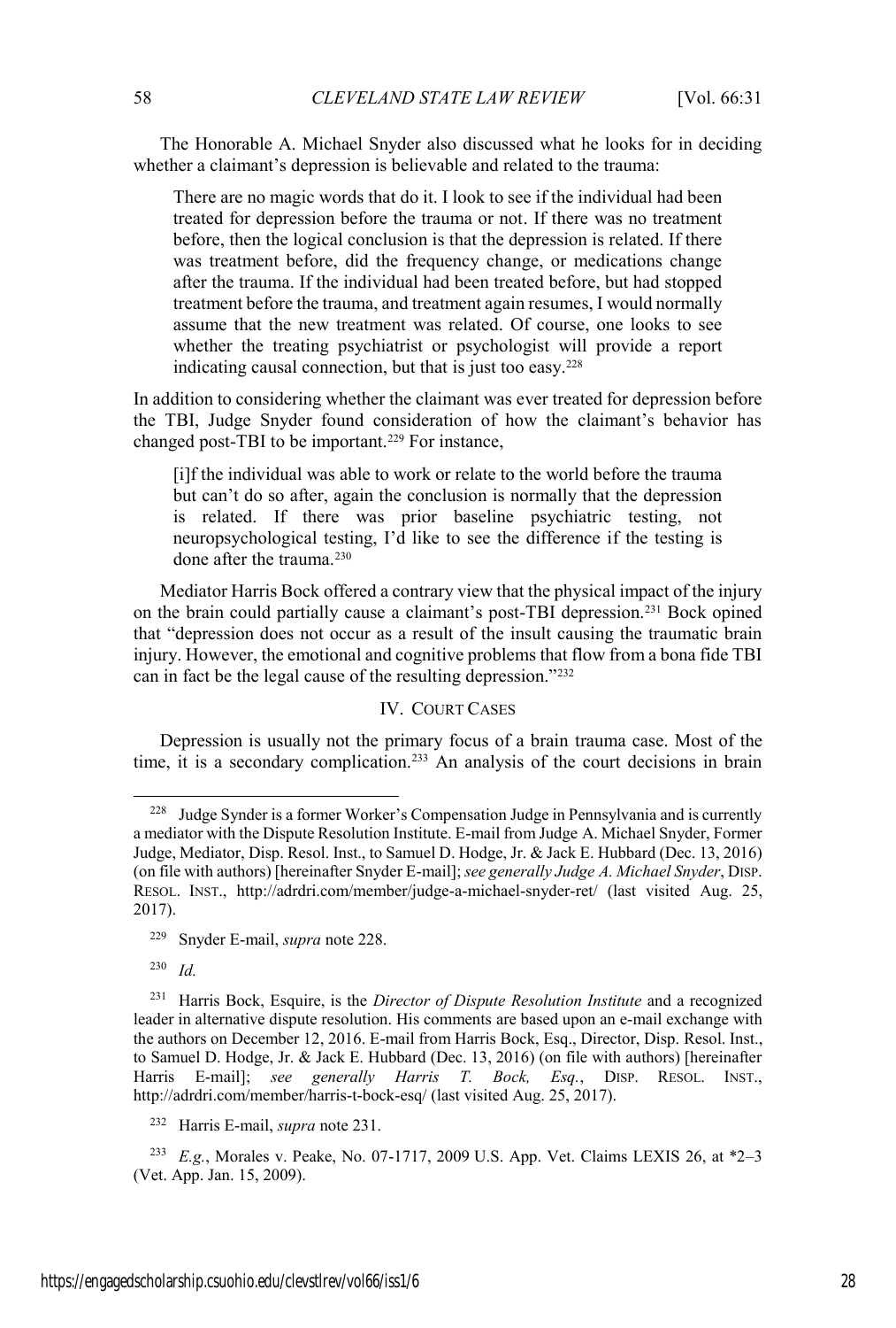The Honorable A. Michael Snyder also discussed what he looks for in deciding whether a claimant's depression is believable and related to the trauma:

> There are no magic words that do it. I look to see if the individual had been treated for depression before the trauma or not. If there was no treatment before, then the logical conclusion is that the depression is related. If there was treatment before, did the frequency change, or medications change after the trauma. If the individual had been treated before, but had stopped treatment before the trauma, and treatment again resumes, I would normally assume that the new treatment was related. Of course, one looks to see whether the treating psychiatrist or psychologist will provide a report indicating causal connection, but that is just too easy.[228]

In addition to considering whether the claimant was ever treated for depression before the TBI, Judge Snyder found consideration of how the claimant's behavior has changed post-TBI to be important.[229] For instance,

> [i]f the individual was able to work or relate to the world before the trauma but can't do so after, again the conclusion is normally that the depression is related. If there was prior baseline psychiatric testing, not neuropsychological testing, I'd like to see the difference if the testing is done after the trauma.[230]

Mediator Harris Bock offered a contrary view that the physical impact of the injury on the brain could partially cause a claimant's post-TBI depression.[231] Bock opined that "depression does not occur as a result of the insult causing the traumatic brain injury. However, the emotional and cognitive problems that flow from a bona fide TBI can in fact be the legal cause of the resulting depression."[232]

## IV. COURT CASES

Depression is usually not the primary focus of a brain trauma case. Most of the time, it is a secondary complication.[233] An analysis of the court decisions in brain

---

[228] Judge Synder is a former Worker's Compensation Judge in Pennsylvania and is currently a mediator with the Dispute Resolution Institute. E-mail from Judge A. Michael Snyder, Former Judge, Mediator, Disp. Resol. Inst., to Samuel D. Hodge, Jr. & Jack E. Hubbard (Dec. 13, 2016) (on file with authors) [hereinafter Snyder E-mail]; *see generally Judge A. Michael Snyder*, DISP. RESOL. INST., http://adrdri.com/member/judge-a-michael-snyder-ret/ (last visited Aug. 25, 2017).

[229] Snyder E-mail, *supra* note 228.

[230] *Id.*

[231] Harris Bock, Esquire, is the *Director of Dispute Resolution Institute* and a recognized leader in alternative dispute resolution. His comments are based upon an e-mail exchange with the authors on December 12, 2016. E-mail from Harris Bock, Esq., Director, Disp. Resol. Inst., to Samuel D. Hodge, Jr. & Jack E. Hubbard (Dec. 13, 2016) (on file with authors) [hereinafter Harris E-mail]; *see generally Harris T. Bock, Esq.*, DISP. RESOL. INST., http://adrdri.com/member/harris-t-bock-esq/ (last visited Aug. 25, 2017).

[232] Harris E-mail, *supra* note 231.

[233] *E.g.*, Morales v. Peake, No. 07-1717, 2009 U.S. App. Vet. Claims LEXIS 26, at *2–3 (Vet. App. Jan. 15, 2009).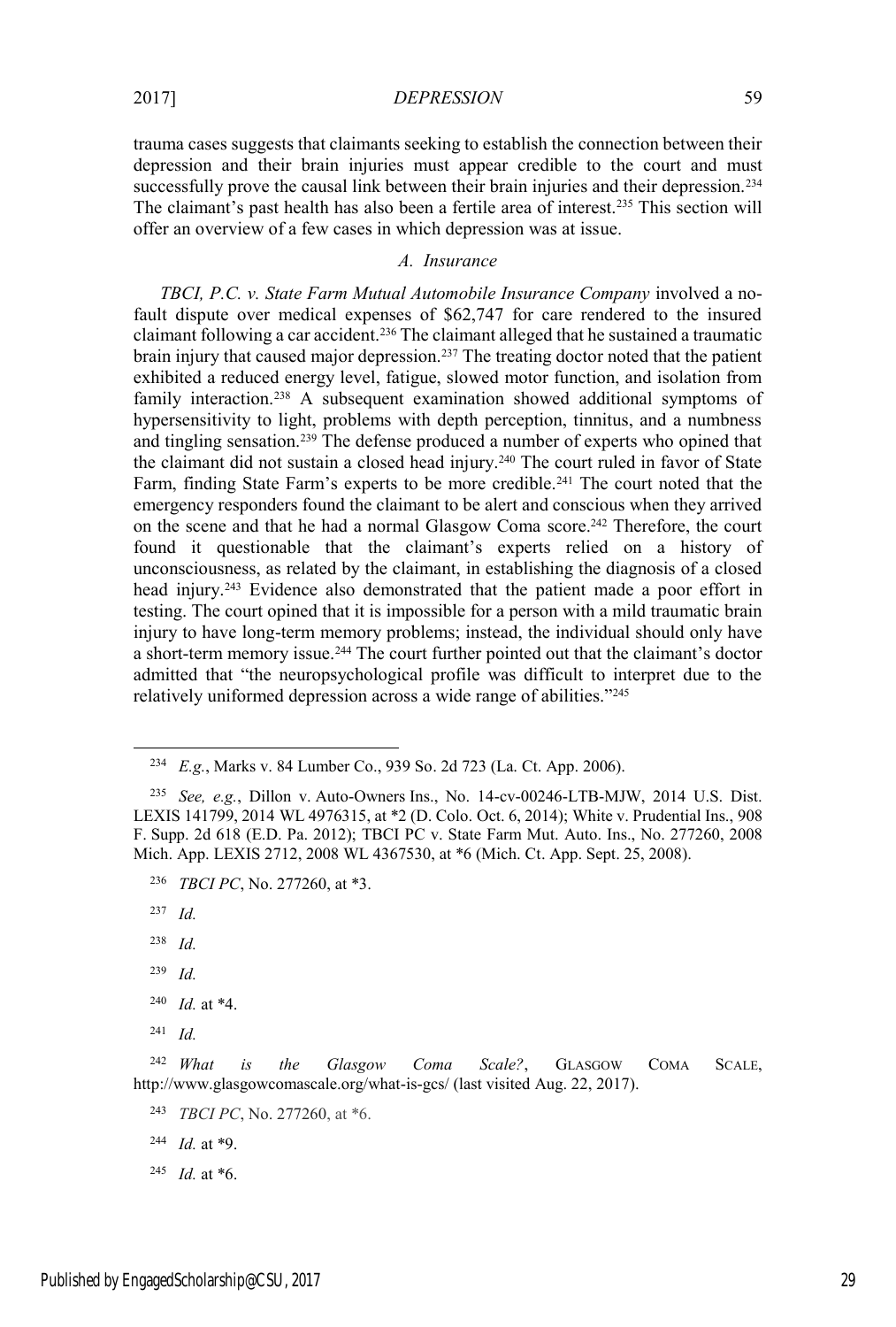trauma cases suggests that claimants seeking to establish the connection between their depression and their brain injuries must appear credible to the court and must successfully prove the causal link between their brain injuries and their depression.[234] The claimant's past health has also been a fertile area of interest.[235] This section will offer an overview of a few cases in which depression was at issue.

### *A. Insurance*

*TBCI, P.C. v. State Farm Mutual Automobile Insurance Company* involved a no-fault dispute over medical expenses of $62,747 for care rendered to the insured claimant following a car accident.[236] The claimant alleged that he sustained a traumatic brain injury that caused major depression.[237] The treating doctor noted that the patient exhibited a reduced energy level, fatigue, slowed motor function, and isolation from family interaction.[238] A subsequent examination showed additional symptoms of hypersensitivity to light, problems with depth perception, tinnitus, and a numbness and tingling sensation.[239] The defense produced a number of experts who opined that the claimant did not sustain a closed head injury.[240] The court ruled in favor of State Farm, finding State Farm's experts to be more credible.[241] The court noted that the emergency responders found the claimant to be alert and conscious when they arrived on the scene and that he had a normal Glasgow Coma score.[242] Therefore, the court found it questionable that the claimant's experts relied on a history of unconsciousness, as related by the claimant, in establishing the diagnosis of a closed head injury.[243] Evidence also demonstrated that the patient made a poor effort in testing. The court opined that it is impossible for a person with a mild traumatic brain injury to have long-term memory problems; instead, the individual should only have a short-term memory issue.[244] The court further pointed out that the claimant's doctor admitted that "the neuropsychological profile was difficult to interpret due to the relatively uniformed depression across a wide range of abilities."[245]

---

[234] *E.g.*, Marks v. 84 Lumber Co., 939 So. 2d 723 (La. Ct. App. 2006).

[235] *See, e.g.*, Dillon v. Auto-Owners Ins., No. 14-cv-00246-LTB-MJW, 2014 U.S. Dist. LEXIS 141799, 2014 WL 4976315, at *2 (D. Colo. Oct. 6, 2014); White v. Prudential Ins., 908 F. Supp. 2d 618 (E.D. Pa. 2012); TBCI PC v. State Farm Mut. Auto. Ins., No. 277260, 2008 Mich. App. LEXIS 2712, 2008 WL 4367530, at *6 (Mich. Ct. App. Sept. 25, 2008).

[236] *TBCI PC*, No. 277260, at *3.

[237] *Id.*

[238] *Id.*

[239] *Id.*

[240] *Id.* at *4.

[241] *Id.*

[242] *What is the Glasgow Coma Scale?*, GLASGOW COMA SCALE, http://www.glasgowcomascale.org/what-is-gcs/ (last visited Aug. 22, 2017).

[243] *TBCI PC*, No. 277260, at *6.

[244] *Id.* at *9.

[245] *Id.* at *6.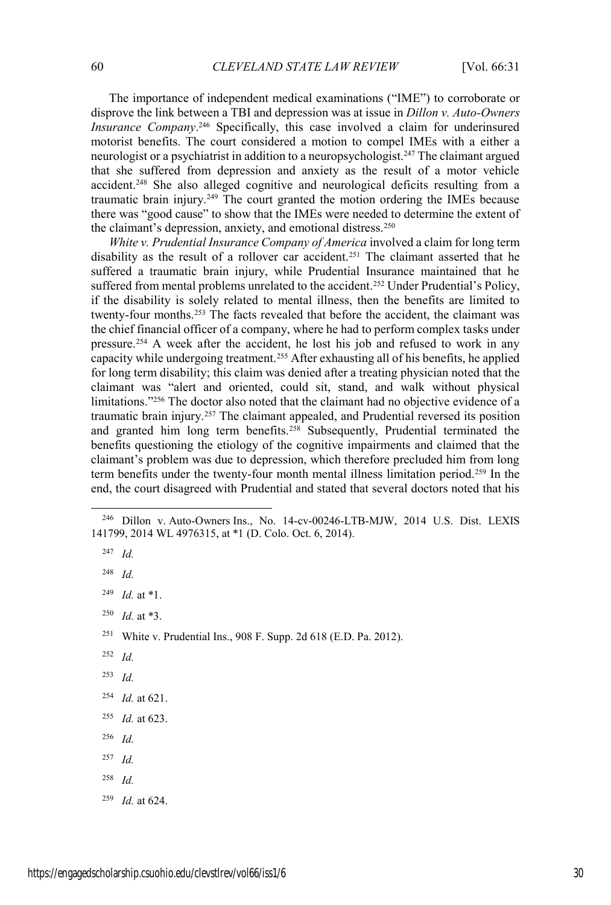The importance of independent medical examinations ("IME") to corroborate or disprove the link between a TBI and depression was at issue in *Dillon v. Auto-Owners Insurance Company*.[246] Specifically, this case involved a claim for underinsured motorist benefits. The court considered a motion to compel IMEs with a either a neurologist or a psychiatrist in addition to a neuropsychologist.[247] The claimant argued that she suffered from depression and anxiety as the result of a motor vehicle accident.[248] She also alleged cognitive and neurological deficits resulting from a traumatic brain injury.[249] The court granted the motion ordering the IMEs because there was "good cause" to show that the IMEs were needed to determine the extent of the claimant's depression, anxiety, and emotional distress.[250]

*White v. Prudential Insurance Company of America* involved a claim for long term disability as the result of a rollover car accident.[251] The claimant asserted that he suffered a traumatic brain injury, while Prudential Insurance maintained that he suffered from mental problems unrelated to the accident.[252] Under Prudential's Policy, if the disability is solely related to mental illness, then the benefits are limited to twenty-four months.[253] The facts revealed that before the accident, the claimant was the chief financial officer of a company, where he had to perform complex tasks under pressure.[254] A week after the accident, he lost his job and refused to work in any capacity while undergoing treatment.[255] After exhausting all of his benefits, he applied for long term disability; this claim was denied after a treating physician noted that the claimant was "alert and oriented, could sit, stand, and walk without physical limitations."[256] The doctor also noted that the claimant had no objective evidence of a traumatic brain injury.[257] The claimant appealed, and Prudential reversed its position and granted him long term benefits.[258] Subsequently, Prudential terminated the benefits questioning the etiology of the cognitive impairments and claimed that the claimant's problem was due to depression, which therefore precluded him from long term benefits under the twenty-four month mental illness limitation period.[259] In the end, the court disagreed with Prudential and stated that several doctors noted that his

---

[246] Dillon v. Auto-Owners Ins., No. 14-cv-00246-LTB-MJW, 2014 U.S. Dist. LEXIS 141799, 2014 WL 4976315, at *1 (D. Colo. Oct. 6, 2014).

[247] *Id.*

[248] *Id.*

[249] *Id.* at *1.

[250] *Id.* at *3.

[251] White v. Prudential Ins., 908 F. Supp. 2d 618 (E.D. Pa. 2012).

[252] *Id.*

[253] *Id.*

[254] *Id.* at 621.

[255] *Id.* at 623.

[256] *Id.*

[257] *Id.*

[258] *Id.*

[259] *Id.* at 624.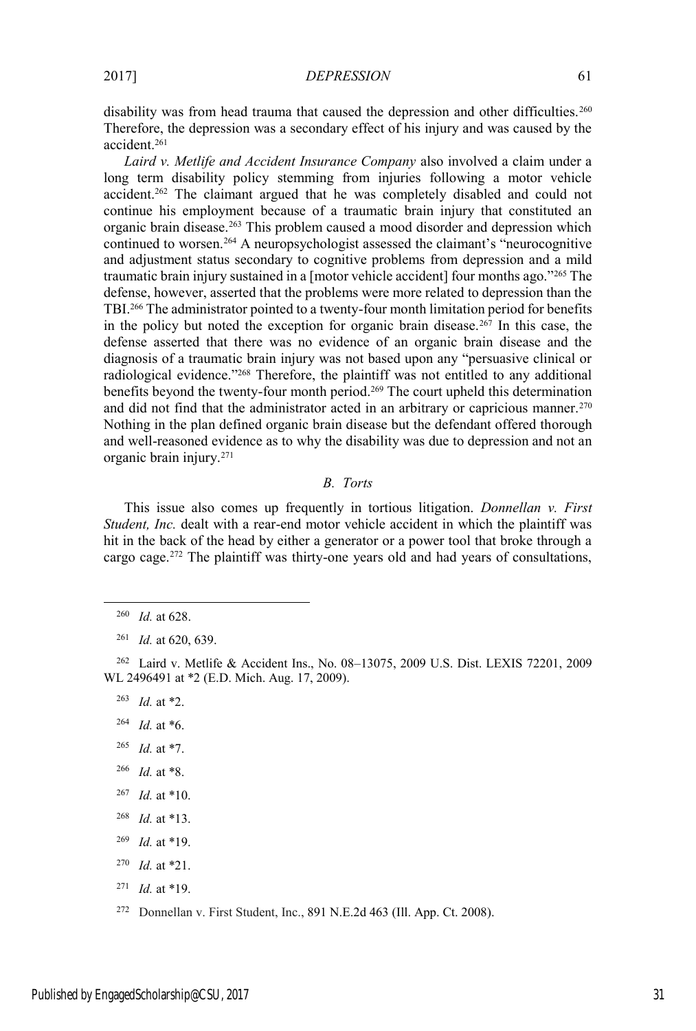disability was from head trauma that caused the depression and other difficulties.[260] Therefore, the depression was a secondary effect of his injury and was caused by the accident.[261]

*Laird v. Metlife and Accident Insurance Company* also involved a claim under a long term disability policy stemming from injuries following a motor vehicle accident.[262] The claimant argued that he was completely disabled and could not continue his employment because of a traumatic brain injury that constituted an organic brain disease.[263] This problem caused a mood disorder and depression which continued to worsen.[264] A neuropsychologist assessed the claimant's "neurocognitive and adjustment status secondary to cognitive problems from depression and a mild traumatic brain injury sustained in a [motor vehicle accident] four months ago."[265] The defense, however, asserted that the problems were more related to depression than the TBI.[266] The administrator pointed to a twenty-four month limitation period for benefits in the policy but noted the exception for organic brain disease.[267] In this case, the defense asserted that there was no evidence of an organic brain disease and the diagnosis of a traumatic brain injury was not based upon any "persuasive clinical or radiological evidence."[268] Therefore, the plaintiff was not entitled to any additional benefits beyond the twenty-four month period.[269] The court upheld this determination and did not find that the administrator acted in an arbitrary or capricious manner.[270] Nothing in the plan defined organic brain disease but the defendant offered thorough and well-reasoned evidence as to why the disability was due to depression and not an organic brain injury.[271]

### *B. Torts*

This issue also comes up frequently in tortious litigation. *Donnellan v. First Student, Inc.* dealt with a rear-end motor vehicle accident in which the plaintiff was hit in the back of the head by either a generator or a power tool that broke through a cargo cage.[272] The plaintiff was thirty-one years old and had years of consultations,

---

[260] *Id.* at 628.

[261] *Id.* at 620, 639.

[262] Laird v. Metlife & Accident Ins., No. 08–13075, 2009 U.S. Dist. LEXIS 72201, 2009 WL 2496491 at *2 (E.D. Mich. Aug. 17, 2009).

[263] *Id.* at *2.

[264] *Id.* at *6.

[265] *Id.* at *7.

[266] *Id.* at *8.

[267] *Id.* at *10.

[268] *Id.* at *13.

[269] *Id.* at *19.

[270] *Id.* at *21.

[271] *Id.* at *19.

[272] Donnellan v. First Student, Inc., 891 N.E.2d 463 (Ill. App. Ct. 2008).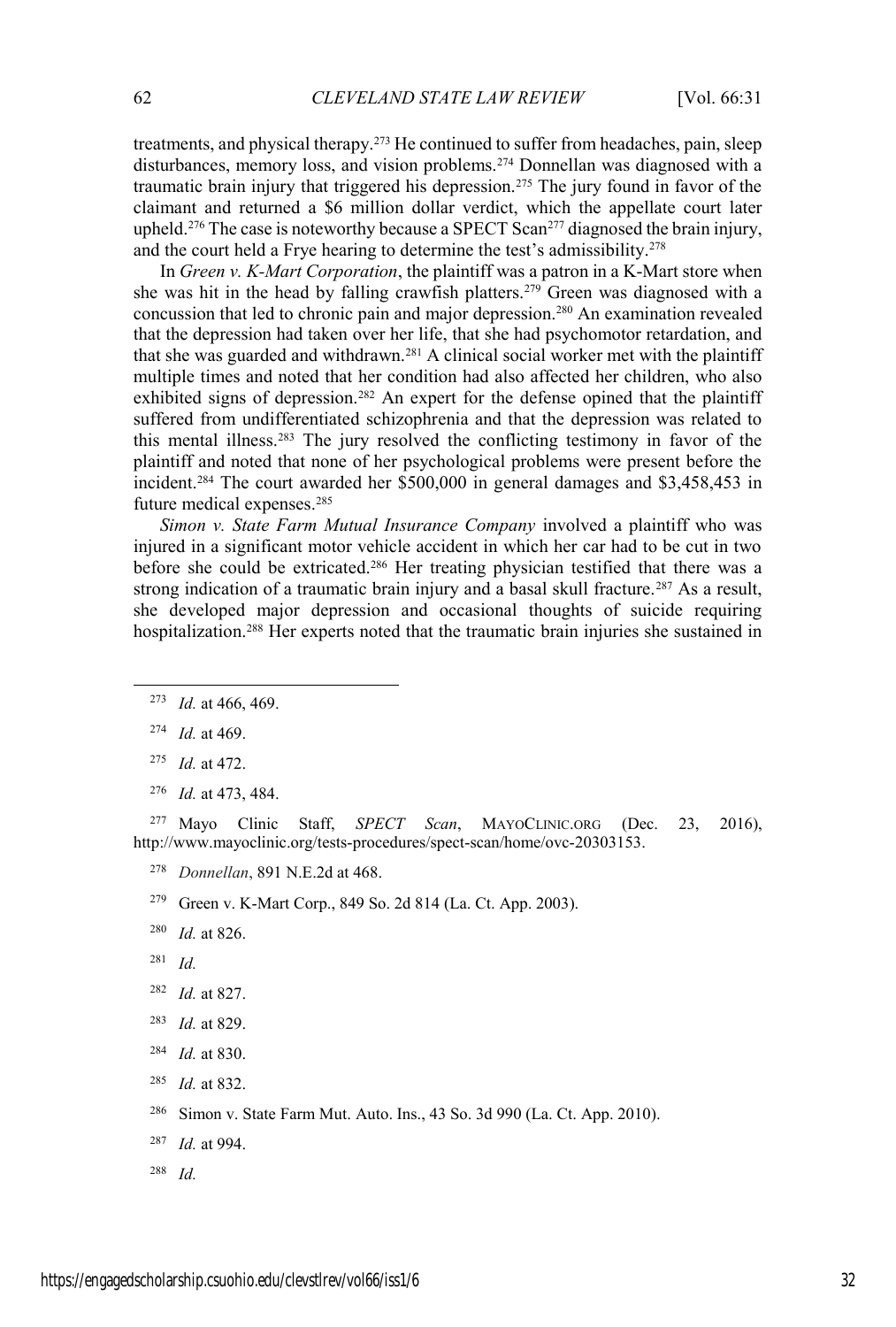treatments, and physical therapy.[273] He continued to suffer from headaches, pain, sleep disturbances, memory loss, and vision problems.[274] Donnellan was diagnosed with a traumatic brain injury that triggered his depression.[275] The jury found in favor of the claimant and returned a $6 million dollar verdict, which the appellate court later upheld.[276] The case is noteworthy because a SPECT Scan[277] diagnosed the brain injury, and the court held a Frye hearing to determine the test's admissibility.[278]

In *Green v. K-Mart Corporation*, the plaintiff was a patron in a K-Mart store when she was hit in the head by falling crawfish platters.[279] Green was diagnosed with a concussion that led to chronic pain and major depression.[280] An examination revealed that the depression had taken over her life, that she had psychomotor retardation, and that she was guarded and withdrawn.[281] A clinical social worker met with the plaintiff multiple times and noted that her condition had also affected her children, who also exhibited signs of depression.[282] An expert for the defense opined that the plaintiff suffered from undifferentiated schizophrenia and that the depression was related to this mental illness.[283] The jury resolved the conflicting testimony in favor of the plaintiff and noted that none of her psychological problems were present before the incident.[284] The court awarded her $500,000 in general damages and $3,458,453 in future medical expenses.[285]

*Simon v. State Farm Mutual Insurance Company* involved a plaintiff who was injured in a significant motor vehicle accident in which her car had to be cut in two before she could be extricated.[286] Her treating physician testified that there was a strong indication of a traumatic brain injury and a basal skull fracture.[287] As a result, she developed major depression and occasional thoughts of suicide requiring hospitalization.[288] Her experts noted that the traumatic brain injuries she sustained in

---

[273] *Id.* at 466, 469.

[274] *Id.* at 469.

[275] *Id.* at 472.

[276] *Id.* at 473, 484.

[277] Mayo Clinic Staff, *SPECT Scan*, MAYOCLINIC.ORG (Dec. 23, 2016), http://www.mayoclinic.org/tests-procedures/spect-scan/home/ovc-20303153.

[278] *Donnellan*, 891 N.E.2d at 468.

[279] Green v. K-Mart Corp., 849 So. 2d 814 (La. Ct. App. 2003).

[280] *Id.* at 826.

[281] *Id.*

[282] *Id.* at 827.

[283] *Id.* at 829.

[284] *Id.* at 830.

[285] *Id.* at 832.

[286] Simon v. State Farm Mut. Auto. Ins., 43 So. 3d 990 (La. Ct. App. 2010).

[287] *Id.* at 994.

[288] *Id.*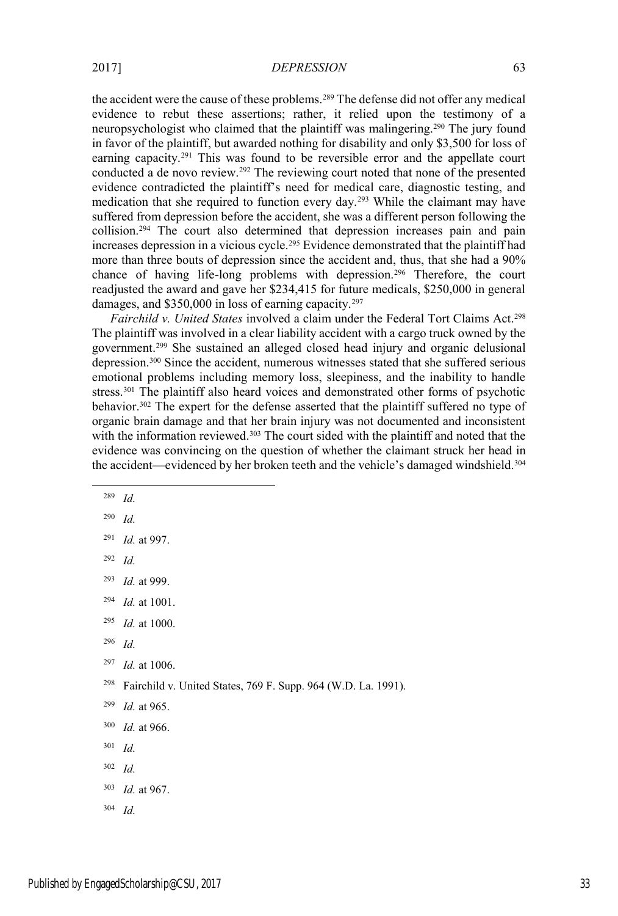the accident were the cause of these problems.[289] The defense did not offer any medical evidence to rebut these assertions; rather, it relied upon the testimony of a neuropsychologist who claimed that the plaintiff was malingering.[290] The jury found in favor of the plaintiff, but awarded nothing for disability and only $3,500 for loss of earning capacity.[291] This was found to be reversible error and the appellate court conducted a de novo review.[292] The reviewing court noted that none of the presented evidence contradicted the plaintiff's need for medical care, diagnostic testing, and medication that she required to function every day.[293] While the claimant may have suffered from depression before the accident, she was a different person following the collision.[294] The court also determined that depression increases pain and pain increases depression in a vicious cycle.[295] Evidence demonstrated that the plaintiff had more than three bouts of depression since the accident and, thus, that she had a 90% chance of having life-long problems with depression.[296] Therefore, the court readjusted the award and gave her $234,415 for future medicals, $250,000 in general damages, and $350,000 in loss of earning capacity.[297]

*Fairchild v. United States* involved a claim under the Federal Tort Claims Act.[298] The plaintiff was involved in a clear liability accident with a cargo truck owned by the government.[299] She sustained an alleged closed head injury and organic delusional depression.[300] Since the accident, numerous witnesses stated that she suffered serious emotional problems including memory loss, sleepiness, and the inability to handle stress.[301] The plaintiff also heard voices and demonstrated other forms of psychotic behavior.[302] The expert for the defense asserted that the plaintiff suffered no type of organic brain damage and that her brain injury was not documented and inconsistent with the information reviewed.[303] The court sided with the plaintiff and noted that the evidence was convincing on the question of whether the claimant struck her head in the accident—evidenced by her broken teeth and the vehicle's damaged windshield.[304]

---

[289] *Id.*

[290] *Id.*

[291] *Id.* at 997.

[292] *Id.*

[293] *Id.* at 999.

[294] *Id.* at 1001.

[295] *Id.* at 1000.

[296] *Id.*

[297] *Id.* at 1006.

[298] Fairchild v. United States, 769 F. Supp. 964 (W.D. La. 1991).

[299] *Id.* at 965.

[300] *Id.* at 966.

[301] *Id.*

[302] *Id.*

[303] *Id.* at 967.

[304] *Id.*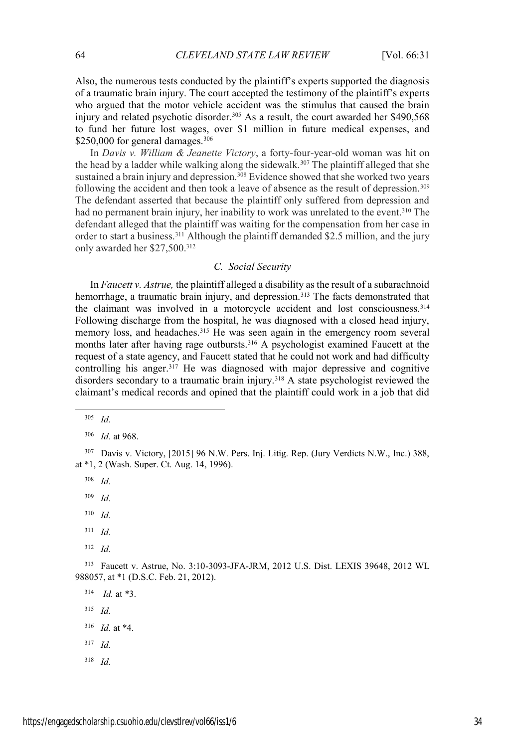Also, the numerous tests conducted by the plaintiff's experts supported the diagnosis of a traumatic brain injury. The court accepted the testimony of the plaintiff's experts who argued that the motor vehicle accident was the stimulus that caused the brain injury and related psychotic disorder.[305] As a result, the court awarded her $490,568 to fund her future lost wages, over $1 million in future medical expenses, and $250,000 for general damages.[306]

In *Davis v. William & Jeanette Victory*, a forty-four-year-old woman was hit on the head by a ladder while walking along the sidewalk.[307] The plaintiff alleged that she sustained a brain injury and depression.[308] Evidence showed that she worked two years following the accident and then took a leave of absence as the result of depression.[309] The defendant asserted that because the plaintiff only suffered from depression and had no permanent brain injury, her inability to work was unrelated to the event.[310] The defendant alleged that the plaintiff was waiting for the compensation from her case in order to start a business.[311] Although the plaintiff demanded $2.5 million, and the jury only awarded her $27,500.[312]

### C. Social Security

In *Faucett v. Astrue,* the plaintiff alleged a disability as the result of a subarachnoid hemorrhage, a traumatic brain injury, and depression.[313] The facts demonstrated that the claimant was involved in a motorcycle accident and lost consciousness.[314] Following discharge from the hospital, he was diagnosed with a closed head injury, memory loss, and headaches.[315] He was seen again in the emergency room several months later after having rage outbursts.[316] A psychologist examined Faucett at the request of a state agency, and Faucett stated that he could not work and had difficulty controlling his anger.[317] He was diagnosed with major depressive and cognitive disorders secondary to a traumatic brain injury.[318] A state psychologist reviewed the claimant's medical records and opined that the plaintiff could work in a job that did

---

[305] *Id.*

[306] *Id.* at 968.

[307] Davis v. Victory, [2015] 96 N.W. Pers. Inj. Litig. Rep. (Jury Verdicts N.W., Inc.) 388, at *1, 2 (Wash. Super. Ct. Aug. 14, 1996).

[308] *Id.*

[309] *Id.*

[310] *Id.*

[311] *Id.*

[312] *Id.*

[313] Faucett v. Astrue, No. 3:10-3093-JFA-JRM, 2012 U.S. Dist. LEXIS 39648, 2012 WL 988057, at *1 (D.S.C. Feb. 21, 2012).

[314] *Id.* at *3.

[315] *Id.*

[316] *Id.* at *4.

[317] *Id.*

[318] *Id.*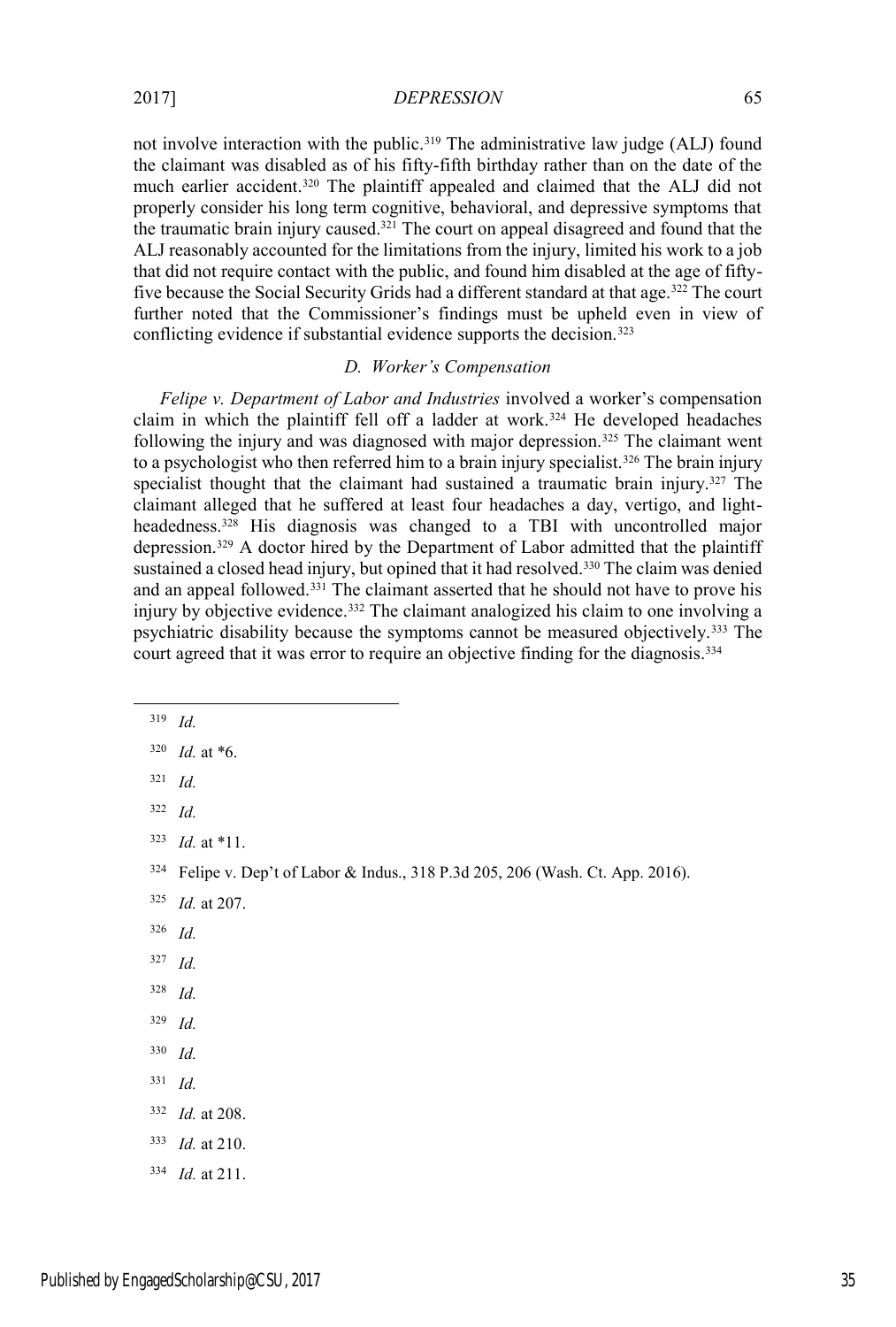not involve interaction with the public.[319] The administrative law judge (ALJ) found the claimant was disabled as of his fifty-fifth birthday rather than on the date of the much earlier accident.[320] The plaintiff appealed and claimed that the ALJ did not properly consider his long term cognitive, behavioral, and depressive symptoms that the traumatic brain injury caused.[321] The court on appeal disagreed and found that the ALJ reasonably accounted for the limitations from the injury, limited his work to a job that did not require contact with the public, and found him disabled at the age of fifty-five because the Social Security Grids had a different standard at that age.[322] The court further noted that the Commissioner's findings must be upheld even in view of conflicting evidence if substantial evidence supports the decision.[323]

### *D. Worker's Compensation*

*Felipe v. Department of Labor and Industries* involved a worker's compensation claim in which the plaintiff fell off a ladder at work.[324] He developed headaches following the injury and was diagnosed with major depression.[325] The claimant went to a psychologist who then referred him to a brain injury specialist.[326] The brain injury specialist thought that the claimant had sustained a traumatic brain injury.[327] The claimant alleged that he suffered at least four headaches a day, vertigo, and light-headedness.[328] His diagnosis was changed to a TBI with uncontrolled major depression.[329] A doctor hired by the Department of Labor admitted that the plaintiff sustained a closed head injury, but opined that it had resolved.[330] The claim was denied and an appeal followed.[331] The claimant asserted that he should not have to prove his injury by objective evidence.[332] The claimant analogized his claim to one involving a psychiatric disability because the symptoms cannot be measured objectively.[333] The court agreed that it was error to require an objective finding for the diagnosis.[334]

---

[319] *Id.*

[320] *Id.* at *6.

[321] *Id.*

[322] *Id.*

[323] *Id.* at *11.

[324] Felipe v. Dep't of Labor & Indus., 318 P.3d 205, 206 (Wash. Ct. App. 2016).

[325] *Id.* at 207.

[326] *Id.*

[327] *Id.*

[328] *Id.*

[329] *Id.*

[330] *Id.*

[331] *Id.*

[332] *Id.* at 208.

[333] *Id.* at 210.

[334] *Id.* at 211.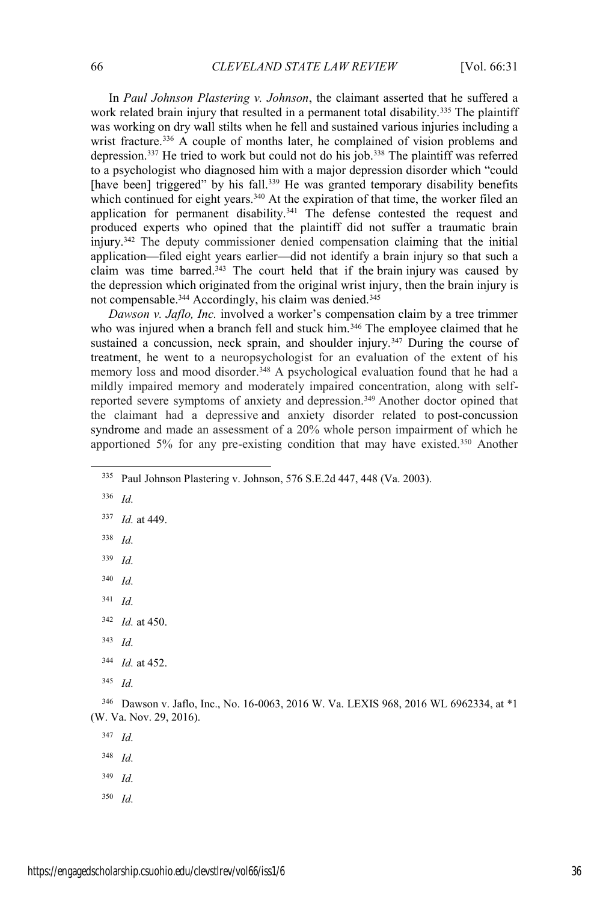In *Paul Johnson Plastering v. Johnson*, the claimant asserted that he suffered a work related brain injury that resulted in a permanent total disability.[335] The plaintiff was working on dry wall stilts when he fell and sustained various injuries including a wrist fracture.[336] A couple of months later, he complained of vision problems and depression.[337] He tried to work but could not do his job.[338] The plaintiff was referred to a psychologist who diagnosed him with a major depression disorder which "could [have been] triggered" by his fall.[339] He was granted temporary disability benefits which continued for eight years.[340] At the expiration of that time, the worker filed an application for permanent disability.[341] The defense contested the request and produced experts who opined that the plaintiff did not suffer a traumatic brain injury.[342] The deputy commissioner denied compensation claiming that the initial application—filed eight years earlier—did not identify a brain injury so that such a claim was time barred.[343] The court held that if the brain injury was caused by the depression which originated from the original wrist injury, then the brain injury is not compensable.[344] Accordingly, his claim was denied.[345]

*Dawson v. Jaflo, Inc.* involved a worker's compensation claim by a tree trimmer who was injured when a branch fell and stuck him.[346] The employee claimed that he sustained a concussion, neck sprain, and shoulder injury.[347] During the course of treatment, he went to a neuropsychologist for an evaluation of the extent of his memory loss and mood disorder.[348] A psychological evaluation found that he had a mildly impaired memory and moderately impaired concentration, along with self-reported severe symptoms of anxiety and depression.[349] Another doctor opined that the claimant had a depressive and anxiety disorder related to post-concussion syndrome and made an assessment of a 20% whole person impairment of which he apportioned 5% for any pre-existing condition that may have existed.[350] Another

---

[335] Paul Johnson Plastering v. Johnson, 576 S.E.2d 447, 448 (Va. 2003).

[336] *Id.*

[337] *Id.* at 449.

[338] *Id.*

[339] *Id.*

[340] *Id.*

[341] *Id.*

[342] *Id.* at 450.

[343] *Id.*

[344] *Id.* at 452.

[345] *Id.*

[346] Dawson v. Jaflo, Inc., No. 16-0063, 2016 W. Va. LEXIS 968, 2016 WL 6962334, at *1 (W. Va. Nov. 29, 2016).

[347] *Id.*

[348] *Id.*

[349] *Id.*

[350] *Id.*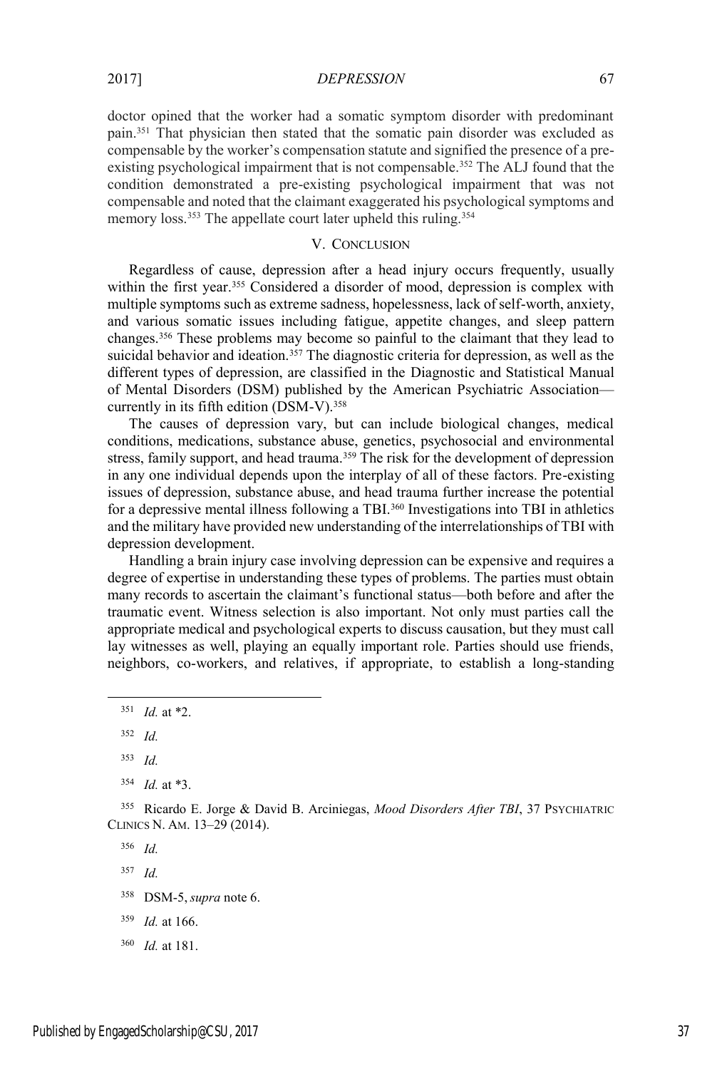doctor opined that the worker had a somatic symptom disorder with predominant pain.[351] That physician then stated that the somatic pain disorder was excluded as compensable by the worker's compensation statute and signified the presence of a pre-existing psychological impairment that is not compensable.[352] The ALJ found that the condition demonstrated a pre-existing psychological impairment that was not compensable and noted that the claimant exaggerated his psychological symptoms and memory loss.[353] The appellate court later upheld this ruling.[354]

## V. Conclusion

Regardless of cause, depression after a head injury occurs frequently, usually within the first year.[355] Considered a disorder of mood, depression is complex with multiple symptoms such as extreme sadness, hopelessness, lack of self-worth, anxiety, and various somatic issues including fatigue, appetite changes, and sleep pattern changes.[356] These problems may become so painful to the claimant that they lead to suicidal behavior and ideation.[357] The diagnostic criteria for depression, as well as the different types of depression, are classified in the Diagnostic and Statistical Manual of Mental Disorders (DSM) published by the American Psychiatric Association—currently in its fifth edition (DSM-V).[358]

The causes of depression vary, but can include biological changes, medical conditions, medications, substance abuse, genetics, psychosocial and environmental stress, family support, and head trauma.[359] The risk for the development of depression in any one individual depends upon the interplay of all of these factors. Pre-existing issues of depression, substance abuse, and head trauma further increase the potential for a depressive mental illness following a TBI.[360] Investigations into TBI in athletics and the military have provided new understanding of the interrelationships of TBI with depression development.

Handling a brain injury case involving depression can be expensive and requires a degree of expertise in understanding these types of problems. The parties must obtain many records to ascertain the claimant's functional status—both before and after the traumatic event. Witness selection is also important. Not only must parties call the appropriate medical and psychological experts to discuss causation, but they must call lay witnesses as well, playing an equally important role. Parties should use friends, neighbors, co-workers, and relatives, if appropriate, to establish a long-standing

---

[351] *Id.* at *2.

[352] *Id.*

[353] *Id.*

[354] *Id.* at *3.

[355] Ricardo E. Jorge & David B. Arciniegas, *Mood Disorders After TBI*, 37 Psychiatric Clinics N. Am. 13–29 (2014).

[356] *Id.*

[357] *Id.*

[358] DSM-5, *supra* note 6.

[359] *Id.* at 166.

[360] *Id.* at 181.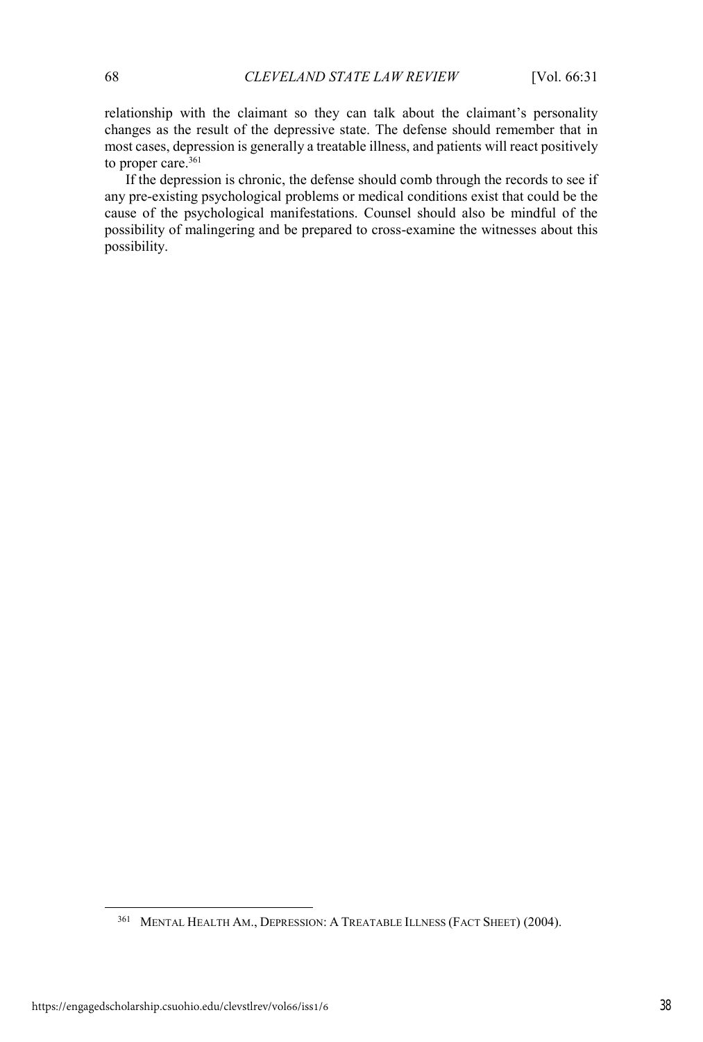relationship with the claimant so they can talk about the claimant's personality changes as the result of the depressive state. The defense should remember that in most cases, depression is generally a treatable illness, and patients will react positively to proper care.[361]

If the depression is chronic, the defense should comb through the records to see if any pre-existing psychological problems or medical conditions exist that could be the cause of the psychological manifestations. Counsel should also be mindful of the possibility of malingering and be prepared to cross-examine the witnesses about this possibility.

---

[361] MENTAL HEALTH AM., DEPRESSION: A TREATABLE ILLNESS (FACT SHEET) (2004).